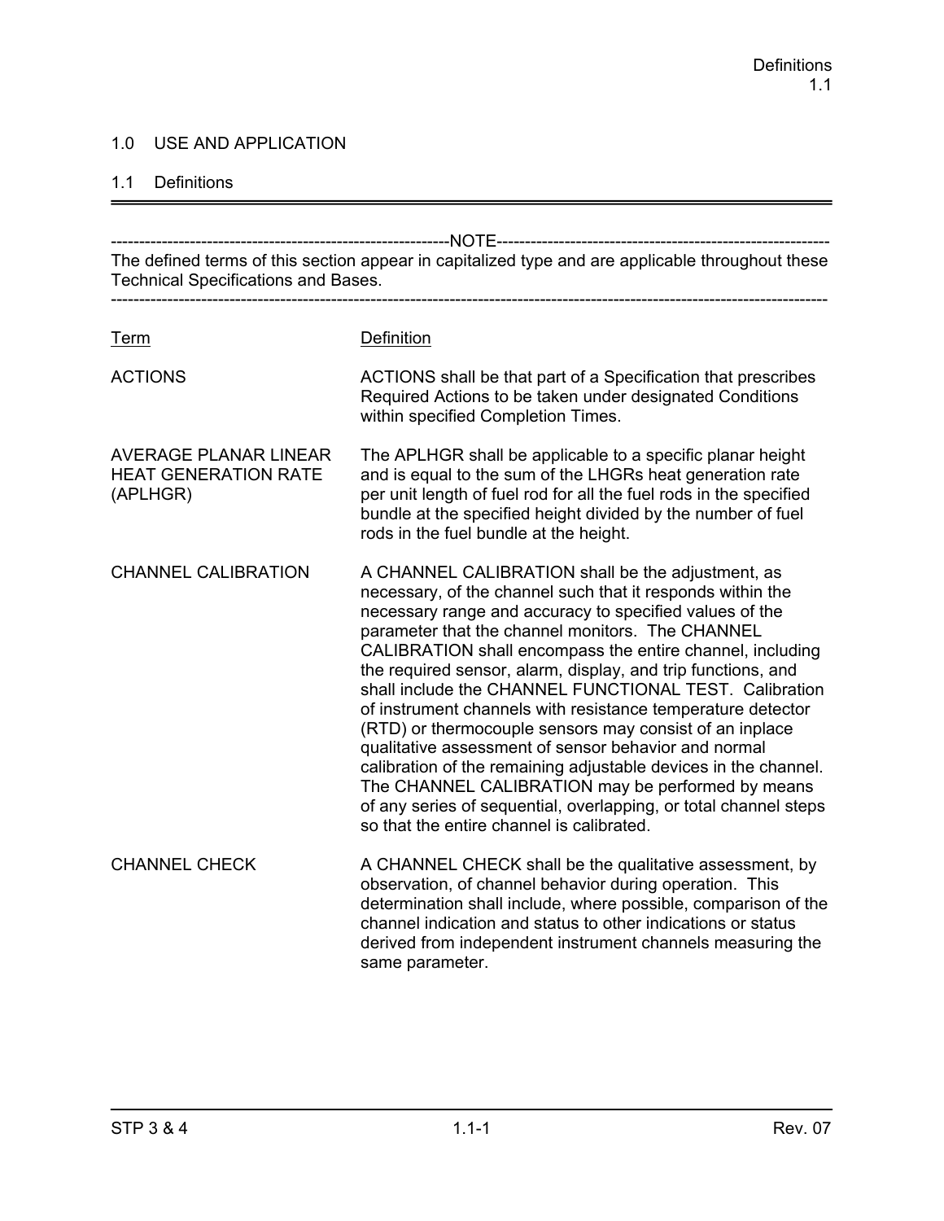# 1.0 USE AND APPLICATION

## 1.1 Definitions

---

-----------------------------------------------------------NOTE-----------------------------------------------------------

The defined terms of this section appear in capitalized type and are applicable throughout these Technical Specifications and Bases.

---

| Term | Definition |
|---|---|
| ACTIONS | ACTIONS shall be that part of a Specification that prescribes Required Actions to be taken under designated Conditions within specified Completion Times. |
| AVERAGE PLANAR LINEAR HEAT GENERATION RATE (APLHGR) | The APLHGR shall be applicable to a specific planar height and is equal to the sum of the LHGRs heat generation rate per unit length of fuel rod for all the fuel rods in the specified bundle at the specified height divided by the number of fuel rods in the fuel bundle at the height. |
| CHANNEL CALIBRATION | A CHANNEL CALIBRATION shall be the adjustment, as necessary, of the channel such that it responds within the necessary range and accuracy to specified values of the parameter that the channel monitors. The CHANNEL CALIBRATION shall encompass the entire channel, including the required sensor, alarm, display, and trip functions, and shall include the CHANNEL FUNCTIONAL TEST. Calibration of instrument channels with resistance temperature detector (RTD) or thermocouple sensors may consist of an inplace qualitative assessment of sensor behavior and normal calibration of the remaining adjustable devices in the channel. The CHANNEL CALIBRATION may be performed by means of any series of sequential, overlapping, or total channel steps so that the entire channel is calibrated. |
| CHANNEL CHECK | A CHANNEL CHECK shall be the qualitative assessment, by observation, of channel behavior during operation. This determination shall include, where possible, comparison of the channel indication and status to other indications or status derived from independent instrument channels measuring the same parameter. |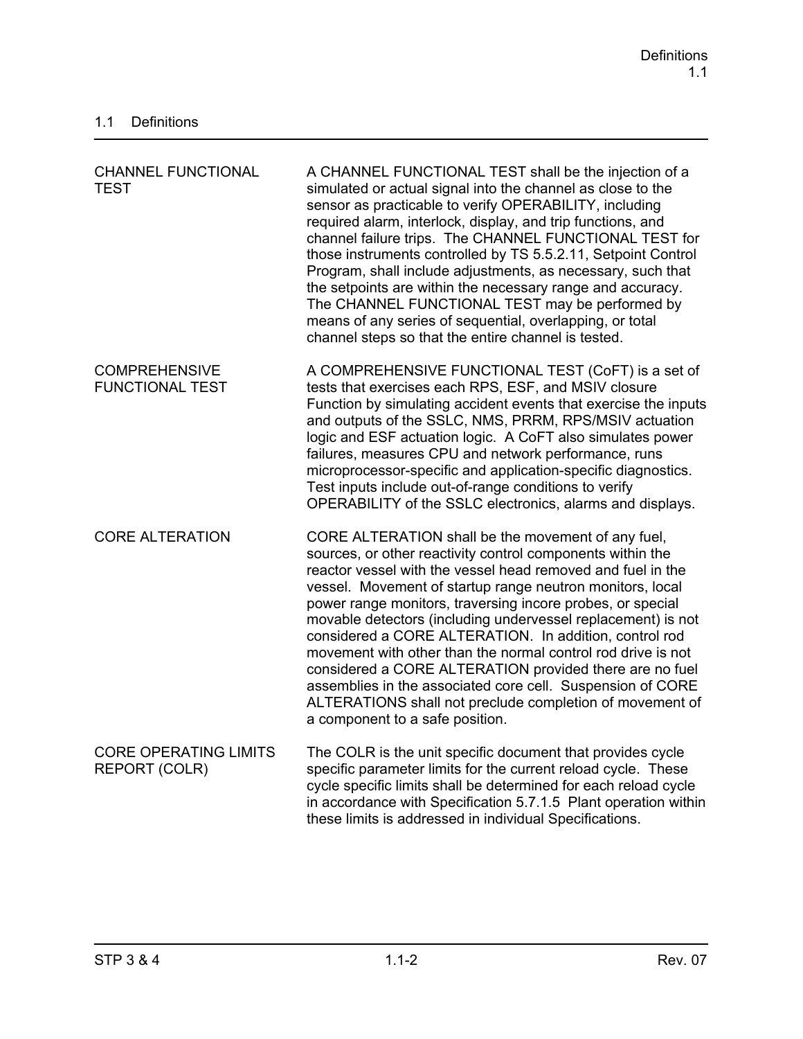## 1.1 Definitions

| | |
|---|---|
| CHANNEL FUNCTIONAL TEST | A CHANNEL FUNCTIONAL TEST shall be the injection of a simulated or actual signal into the channel as close to the sensor as practicable to verify OPERABILITY, including required alarm, interlock, display, and trip functions, and channel failure trips. The CHANNEL FUNCTIONAL TEST for those instruments controlled by TS 5.5.2.11, Setpoint Control Program, shall include adjustments, as necessary, such that the setpoints are within the necessary range and accuracy. The CHANNEL FUNCTIONAL TEST may be performed by means of any series of sequential, overlapping, or total channel steps so that the entire channel is tested. |
| COMPREHENSIVE FUNCTIONAL TEST | A COMPREHENSIVE FUNCTIONAL TEST (CoFT) is a set of tests that exercises each RPS, ESF, and MSIV closure Function by simulating accident events that exercise the inputs and outputs of the SSLC, NMS, PRRM, RPS/MSIV actuation logic and ESF actuation logic. A CoFT also simulates power failures, measures CPU and network performance, runs microprocessor-specific and application-specific diagnostics. Test inputs include out-of-range conditions to verify OPERABILITY of the SSLC electronics, alarms and displays. |
| CORE ALTERATION | CORE ALTERATION shall be the movement of any fuel, sources, or other reactivity control components within the reactor vessel with the vessel head removed and fuel in the vessel. Movement of startup range neutron monitors, local power range monitors, traversing incore probes, or special movable detectors (including undervessel replacement) is not considered a CORE ALTERATION. In addition, control rod movement with other than the normal control rod drive is not considered a CORE ALTERATION provided there are no fuel assemblies in the associated core cell. Suspension of CORE ALTERATIONS shall not preclude completion of movement of a component to a safe position. |
| CORE OPERATING LIMITS REPORT (COLR) | The COLR is the unit specific document that provides cycle specific parameter limits for the current reload cycle. These cycle specific limits shall be determined for each reload cycle in accordance with Specification 5.7.1.5 Plant operation within these limits is addressed in individual Specifications. |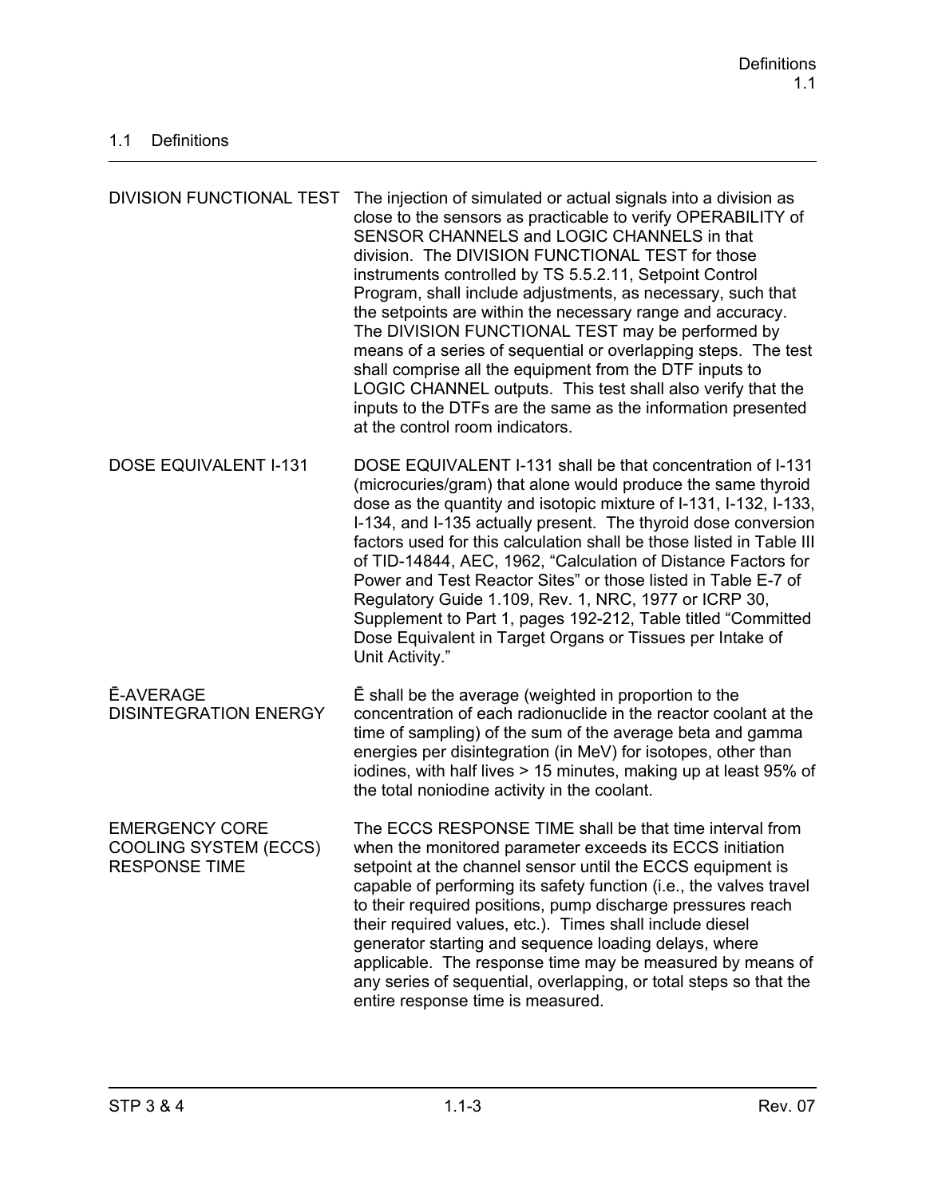## 1.1 Definitions

| | |
|---|---|
| DIVISION FUNCTIONAL TEST | The injection of simulated or actual signals into a division as close to the sensors as practicable to verify OPERABILITY of SENSOR CHANNELS and LOGIC CHANNELS in that division. The DIVISION FUNCTIONAL TEST for those instruments controlled by TS 5.5.2.11, Setpoint Control Program, shall include adjustments, as necessary, such that the setpoints are within the necessary range and accuracy. The DIVISION FUNCTIONAL TEST may be performed by means of a series of sequential or overlapping steps. The test shall comprise all the equipment from the DTF inputs to LOGIC CHANNEL outputs. This test shall also verify that the inputs to the DTFs are the same as the information presented at the control room indicators. |
| DOSE EQUIVALENT I-131 | DOSE EQUIVALENT I-131 shall be that concentration of I-131 (microcuries/gram) that alone would produce the same thyroid dose as the quantity and isotopic mixture of I-131, I-132, I-133, I-134, and I-135 actually present. The thyroid dose conversion factors used for this calculation shall be those listed in Table III of TID-14844, AEC, 1962, "Calculation of Distance Factors for Power and Test Reactor Sites" or those listed in Table E-7 of Regulatory Guide 1.109, Rev. 1, NRC, 1977 or ICRP 30, Supplement to Part 1, pages 192-212, Table titled "Committed Dose Equivalent in Target Organs or Tissues per Intake of Unit Activity." |
| $\bar{E}$-AVERAGE DISINTEGRATION ENERGY | $\bar{E}$ shall be the average (weighted in proportion to the concentration of each radionuclide in the reactor coolant at the time of sampling) of the sum of the average beta and gamma energies per disintegration (in MeV) for isotopes, other than iodines, with half lives > 15 minutes, making up at least 95% of the total noniodine activity in the coolant. |
| EMERGENCY CORE COOLING SYSTEM (ECCS) RESPONSE TIME | The ECCS RESPONSE TIME shall be that time interval from when the monitored parameter exceeds its ECCS initiation setpoint at the channel sensor until the ECCS equipment is capable of performing its safety function (i.e., the valves travel to their required positions, pump discharge pressures reach their required values, etc.). Times shall include diesel generator starting and sequence loading delays, where applicable. The response time may be measured by means of any series of sequential, overlapping, or total steps so that the entire response time is measured. |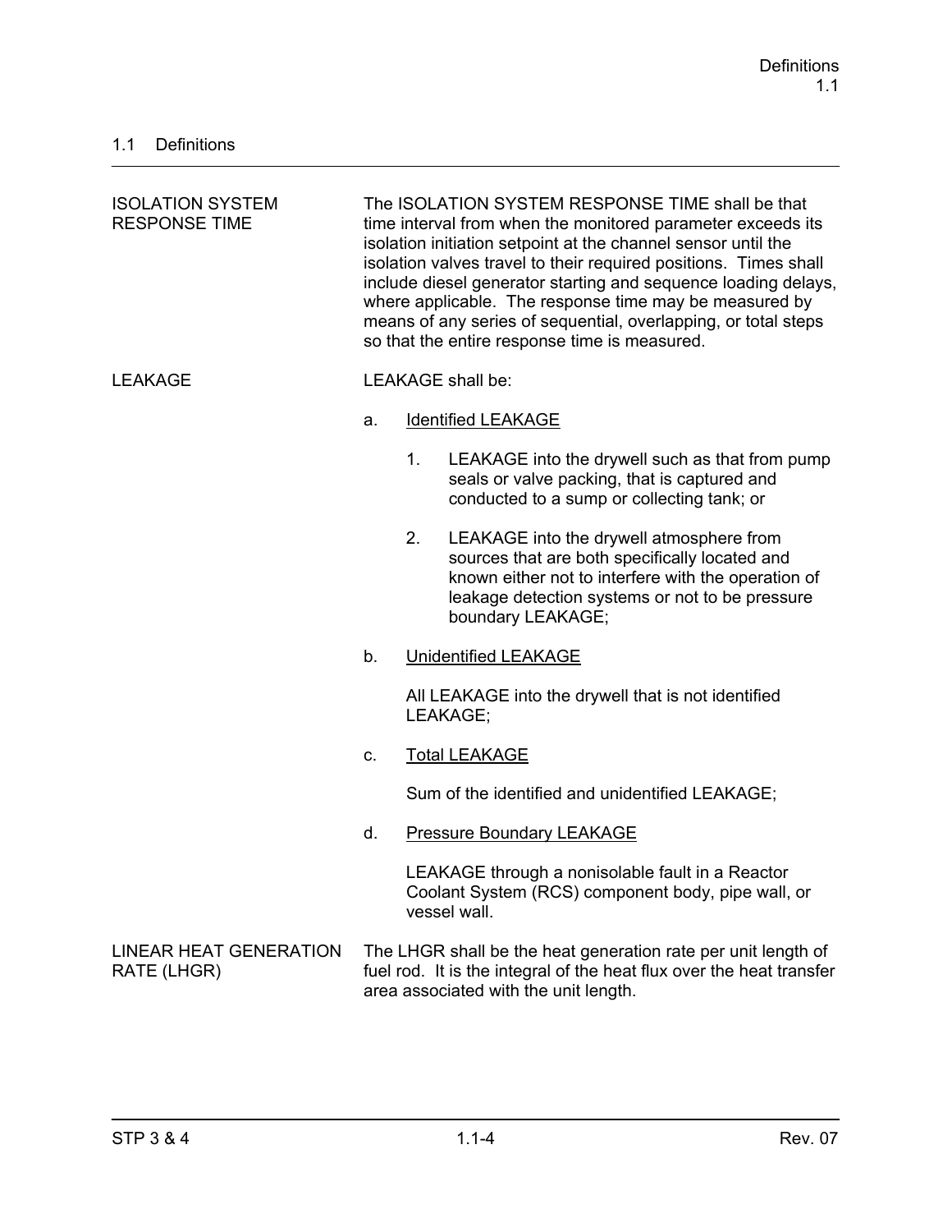## 1.1 Definitions

---

| | |
|---|---|
| ISOLATION SYSTEM RESPONSE TIME | The ISOLATION SYSTEM RESPONSE TIME shall be that time interval from when the monitored parameter exceeds its isolation initiation setpoint at the channel sensor until the isolation valves travel to their required positions. Times shall include diesel generator starting and sequence loading delays, where applicable. The response time may be measured by means of any series of sequential, overlapping, or total steps so that the entire response time is measured. |

**LEAKAGE**

LEAKAGE shall be:

a. Identified LEAKAGE

1. LEAKAGE into the drywell such as that from pump seals or valve packing, that is captured and conducted to a sump or collecting tank; or

2. LEAKAGE into the drywell atmosphere from sources that are both specifically located and known either not to interfere with the operation of leakage detection systems or not to be pressure boundary LEAKAGE;

b. Unidentified LEAKAGE

All LEAKAGE into the drywell that is not identified LEAKAGE;

c. Total LEAKAGE

Sum of the identified and unidentified LEAKAGE;

d. Pressure Boundary LEAKAGE

LEAKAGE through a nonisolable fault in a Reactor Coolant System (RCS) component body, pipe wall, or vessel wall.

**LINEAR HEAT GENERATION RATE (LHGR)**

The LHGR shall be the heat generation rate per unit length of fuel rod. It is the integral of the heat flux over the heat transfer area associated with the unit length.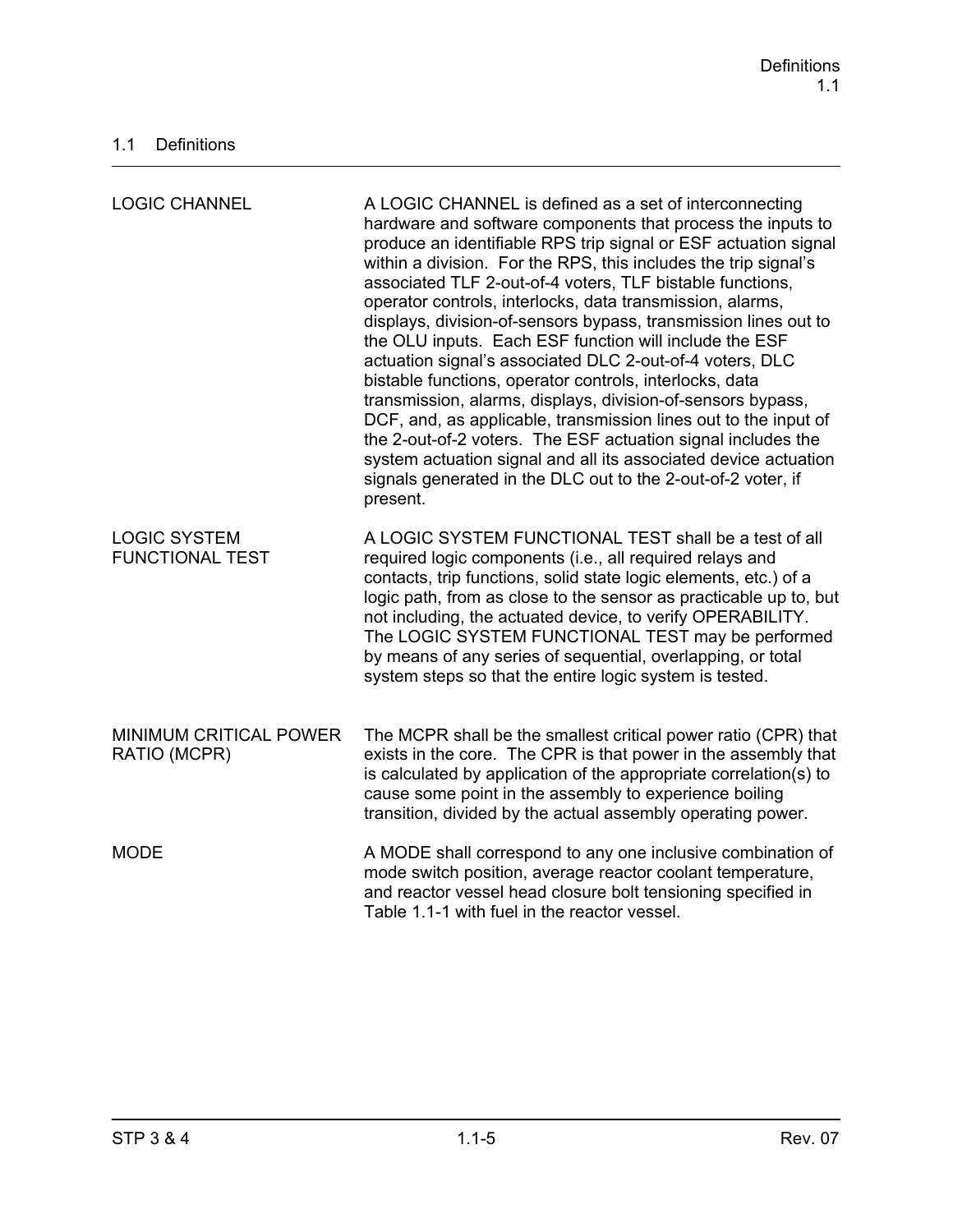## 1.1 Definitions

| | |
|---|---|
| LOGIC CHANNEL | A LOGIC CHANNEL is defined as a set of interconnecting hardware and software components that process the inputs to produce an identifiable RPS trip signal or ESF actuation signal within a division. For the RPS, this includes the trip signal's associated TLF 2-out-of-4 voters, TLF bistable functions, operator controls, interlocks, data transmission, alarms, displays, division-of-sensors bypass, transmission lines out to the OLU inputs. Each ESF function will include the ESF actuation signal's associated DLC 2-out-of-4 voters, DLC bistable functions, operator controls, interlocks, data transmission, alarms, displays, division-of-sensors bypass, DCF, and, as applicable, transmission lines out to the input of the 2-out-of-2 voters. The ESF actuation signal includes the system actuation signal and all its associated device actuation signals generated in the DLC out to the 2-out-of-2 voter, if present. |
| LOGIC SYSTEM FUNCTIONAL TEST | A LOGIC SYSTEM FUNCTIONAL TEST shall be a test of all required logic components (i.e., all required relays and contacts, trip functions, solid state logic elements, etc.) of a logic path, from as close to the sensor as practicable up to, but not including, the actuated device, to verify OPERABILITY. The LOGIC SYSTEM FUNCTIONAL TEST may be performed by means of any series of sequential, overlapping, or total system steps so that the entire logic system is tested. |
| MINIMUM CRITICAL POWER RATIO (MCPR) | The MCPR shall be the smallest critical power ratio (CPR) that exists in the core. The CPR is that power in the assembly that is calculated by application of the appropriate correlation(s) to cause some point in the assembly to experience boiling transition, divided by the actual assembly operating power. |
| MODE | A MODE shall correspond to any one inclusive combination of mode switch position, average reactor coolant temperature, and reactor vessel head closure bolt tensioning specified in Table 1.1-1 with fuel in the reactor vessel. |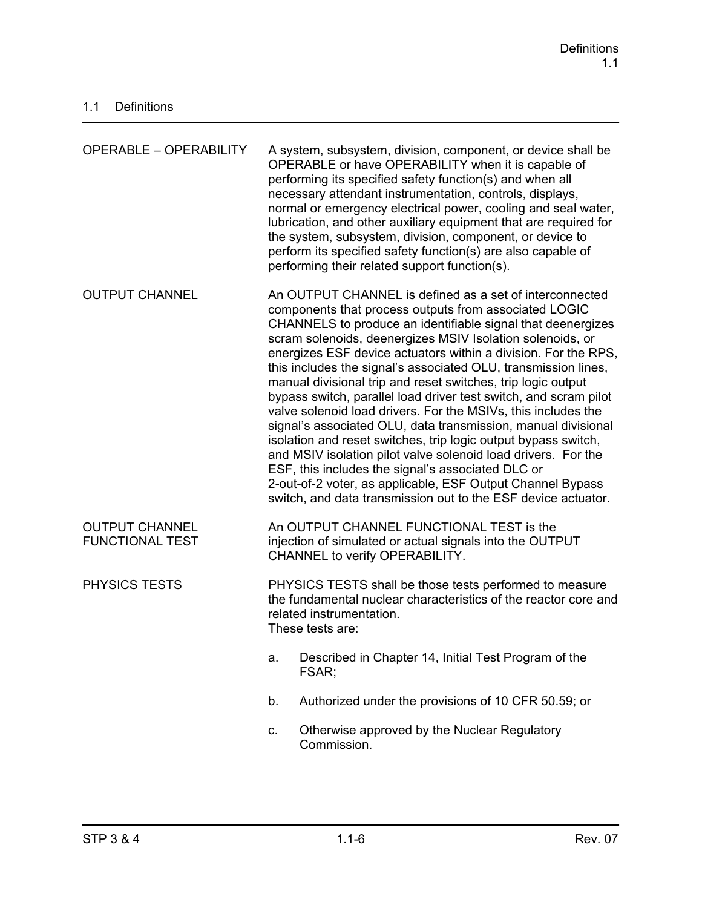## 1.1 Definitions

| | |
|---|---|
| OPERABLE – OPERABILITY | A system, subsystem, division, component, or device shall be OPERABLE or have OPERABILITY when it is capable of performing its specified safety function(s) and when all necessary attendant instrumentation, controls, displays, normal or emergency electrical power, cooling and seal water, lubrication, and other auxiliary equipment that are required for the system, subsystem, division, component, or device to perform its specified safety function(s) are also capable of performing their related support function(s). |
| OUTPUT CHANNEL | An OUTPUT CHANNEL is defined as a set of interconnected components that process outputs from associated LOGIC CHANNELS to produce an identifiable signal that deenergizes scram solenoids, deenergizes MSIV Isolation solenoids, or energizes ESF device actuators within a division. For the RPS, this includes the signal's associated OLU, transmission lines, manual divisional trip and reset switches, trip logic output bypass switch, parallel load driver test switch, and scram pilot valve solenoid load drivers. For the MSIVs, this includes the signal's associated OLU, data transmission, manual divisional isolation and reset switches, trip logic output bypass switch, and MSIV isolation pilot valve solenoid load drivers. For the ESF, this includes the signal's associated DLC or 2-out-of-2 voter, as applicable, ESF Output Channel Bypass switch, and data transmission out to the ESF device actuator. |
| OUTPUT CHANNEL FUNCTIONAL TEST | An OUTPUT CHANNEL FUNCTIONAL TEST is the injection of simulated or actual signals into the OUTPUT CHANNEL to verify OPERABILITY. |
| PHYSICS TESTS | PHYSICS TESTS shall be those tests performed to measure the fundamental nuclear characteristics of the reactor core and related instrumentation.<br>These tests are:<br>a. Described in Chapter 14, Initial Test Program of the FSAR;<br>b. Authorized under the provisions of 10 CFR 50.59; or<br>c. Otherwise approved by the Nuclear Regulatory Commission. |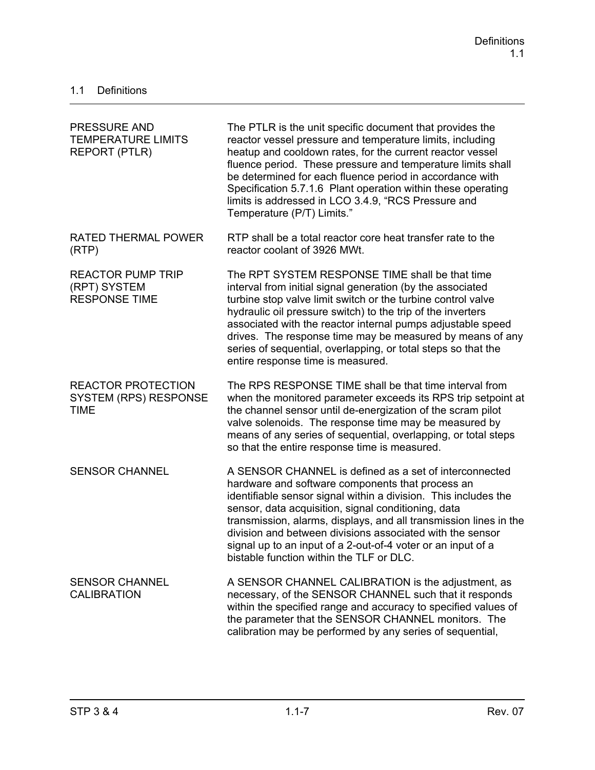## 1.1 Definitions

| | |
|---|---|
| PRESSURE AND TEMPERATURE LIMITS REPORT (PTLR) | The PTLR is the unit specific document that provides the reactor vessel pressure and temperature limits, including heatup and cooldown rates, for the current reactor vessel fluence period. These pressure and temperature limits shall be determined for each fluence period in accordance with Specification 5.7.1.6 Plant operation within these operating limits is addressed in LCO 3.4.9, "RCS Pressure and Temperature (P/T) Limits." |
| RATED THERMAL POWER (RTP) | RTP shall be a total reactor core heat transfer rate to the reactor coolant of 3926 MWt. |
| REACTOR PUMP TRIP (RPT) SYSTEM RESPONSE TIME | The RPT SYSTEM RESPONSE TIME shall be that time interval from initial signal generation (by the associated turbine stop valve limit switch or the turbine control valve hydraulic oil pressure switch) to the trip of the inverters associated with the reactor internal pumps adjustable speed drives. The response time may be measured by means of any series of sequential, overlapping, or total steps so that the entire response time is measured. |
| REACTOR PROTECTION SYSTEM (RPS) RESPONSE TIME | The RPS RESPONSE TIME shall be that time interval from when the monitored parameter exceeds its RPS trip setpoint at the channel sensor until de-energization of the scram pilot valve solenoids. The response time may be measured by means of any series of sequential, overlapping, or total steps so that the entire response time is measured. |
| SENSOR CHANNEL | A SENSOR CHANNEL is defined as a set of interconnected hardware and software components that process an identifiable sensor signal within a division. This includes the sensor, data acquisition, signal conditioning, data transmission, alarms, displays, and all transmission lines in the division and between divisions associated with the sensor signal up to an input of a 2-out-of-4 voter or an input of a bistable function within the TLF or DLC. |
| SENSOR CHANNEL CALIBRATION | A SENSOR CHANNEL CALIBRATION is the adjustment, as necessary, of the SENSOR CHANNEL such that it responds within the specified range and accuracy to specified values of the parameter that the SENSOR CHANNEL monitors. The calibration may be performed by any series of sequential, |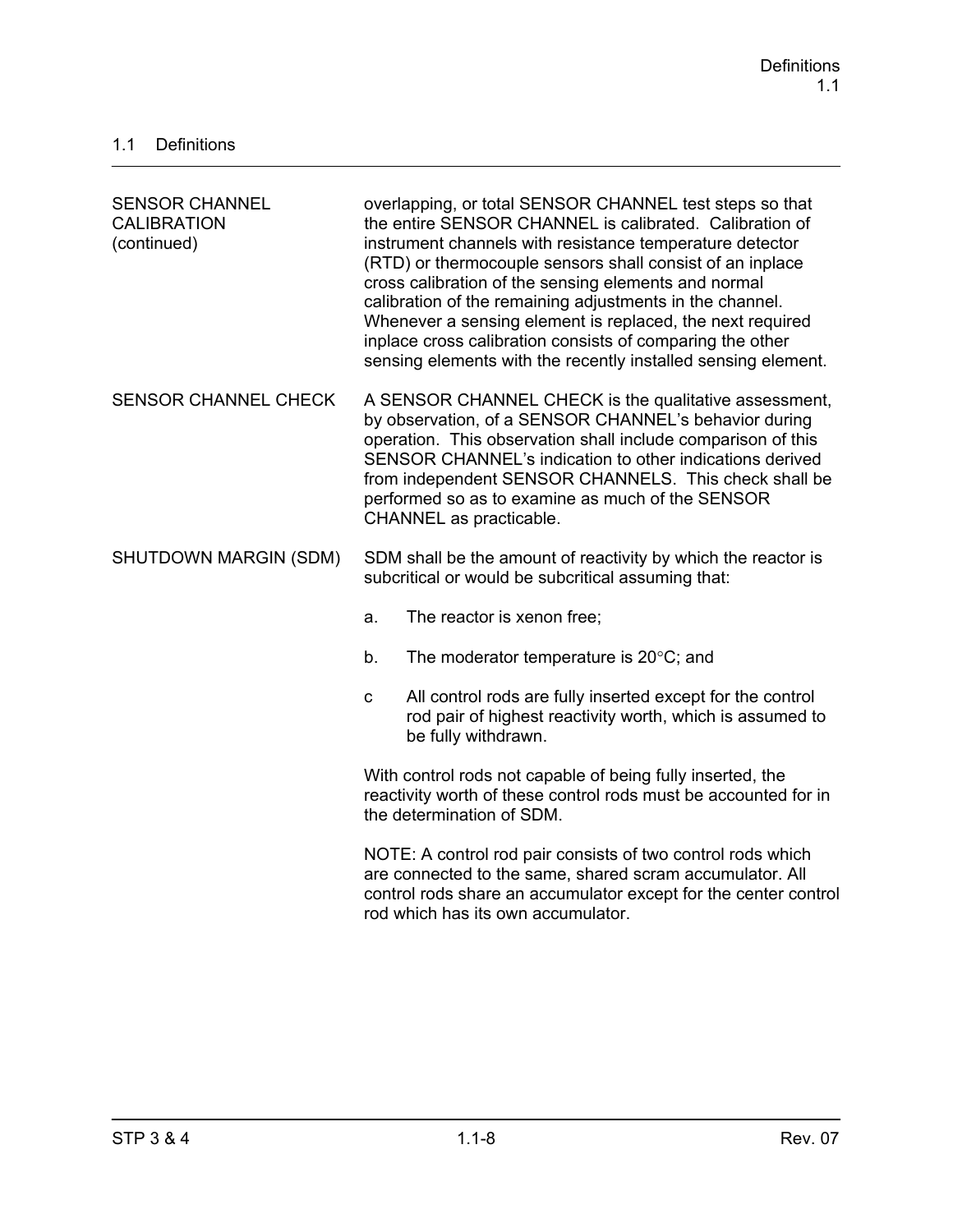## 1.1 Definitions

| | |
|---|---|
| SENSOR CHANNEL CALIBRATION (continued) | overlapping, or total SENSOR CHANNEL test steps so that the entire SENSOR CHANNEL is calibrated. Calibration of instrument channels with resistance temperature detector (RTD) or thermocouple sensors shall consist of an inplace cross calibration of the sensing elements and normal calibration of the remaining adjustments in the channel. Whenever a sensing element is replaced, the next required inplace cross calibration consists of comparing the other sensing elements with the recently installed sensing element. |
| SENSOR CHANNEL CHECK | A SENSOR CHANNEL CHECK is the qualitative assessment, by observation, of a SENSOR CHANNEL's behavior during operation. This observation shall include comparison of this SENSOR CHANNEL's indication to other indications derived from independent SENSOR CHANNELS. This check shall be performed so as to examine as much of the SENSOR CHANNEL as practicable. |
| SHUTDOWN MARGIN (SDM) | SDM shall be the amount of reactivity by which the reactor is subcritical or would be subcritical assuming that:<br><br>a. The reactor is xenon free;<br><br>b. The moderator temperature is 20°C; and<br><br>c All control rods are fully inserted except for the control rod pair of highest reactivity worth, which is assumed to be fully withdrawn.<br><br>With control rods not capable of being fully inserted, the reactivity worth of these control rods must be accounted for in the determination of SDM.<br><br>NOTE: A control rod pair consists of two control rods which are connected to the same, shared scram accumulator. All control rods share an accumulator except for the center control rod which has its own accumulator. |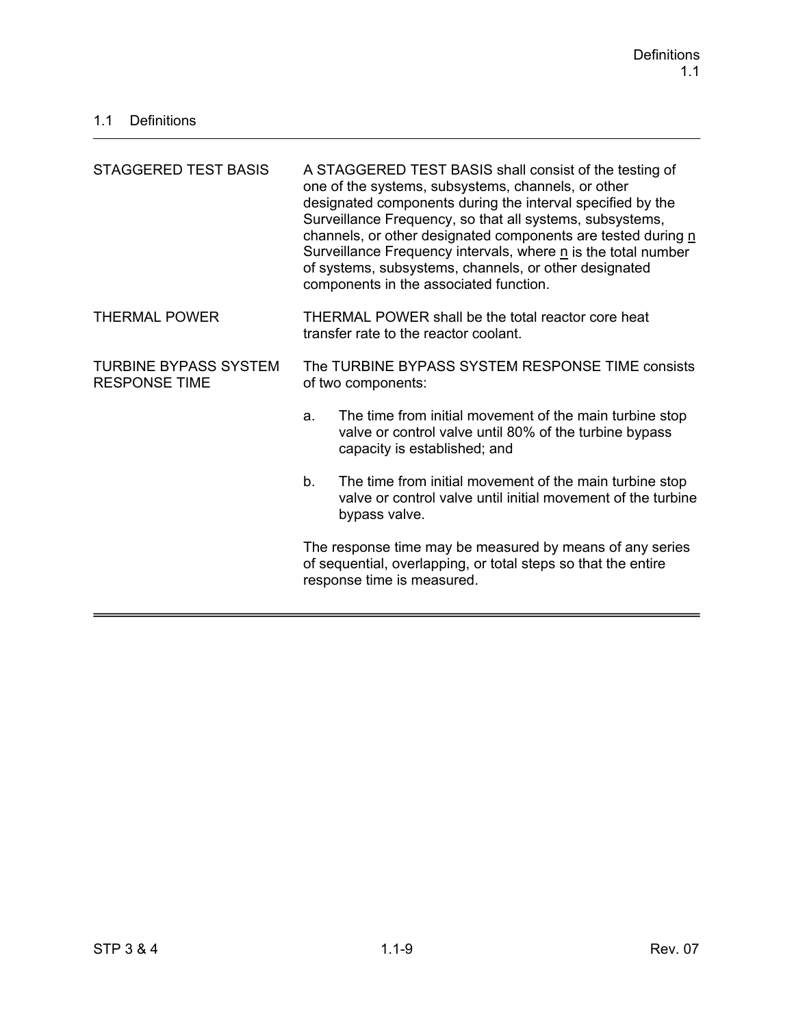## 1.1 Definitions

| | |
|---|---|
| STAGGERED TEST BASIS | A STAGGERED TEST BASIS shall consist of the testing of one of the systems, subsystems, channels, or other designated components during the interval specified by the Surveillance Frequency, so that all systems, subsystems, channels, or other designated components are tested during n Surveillance Frequency intervals, where n is the total number of systems, subsystems, channels, or other designated components in the associated function. |
| THERMAL POWER | THERMAL POWER shall be the total reactor core heat transfer rate to the reactor coolant. |
| TURBINE BYPASS SYSTEM RESPONSE TIME | The TURBINE BYPASS SYSTEM RESPONSE TIME consists of two components:<br><br>a. The time from initial movement of the main turbine stop valve or control valve until 80% of the turbine bypass capacity is established; and<br><br>b. The time from initial movement of the main turbine stop valve or control valve until initial movement of the turbine bypass valve.<br><br>The response time may be measured by means of any series of sequential, overlapping, or total steps so that the entire response time is measured. |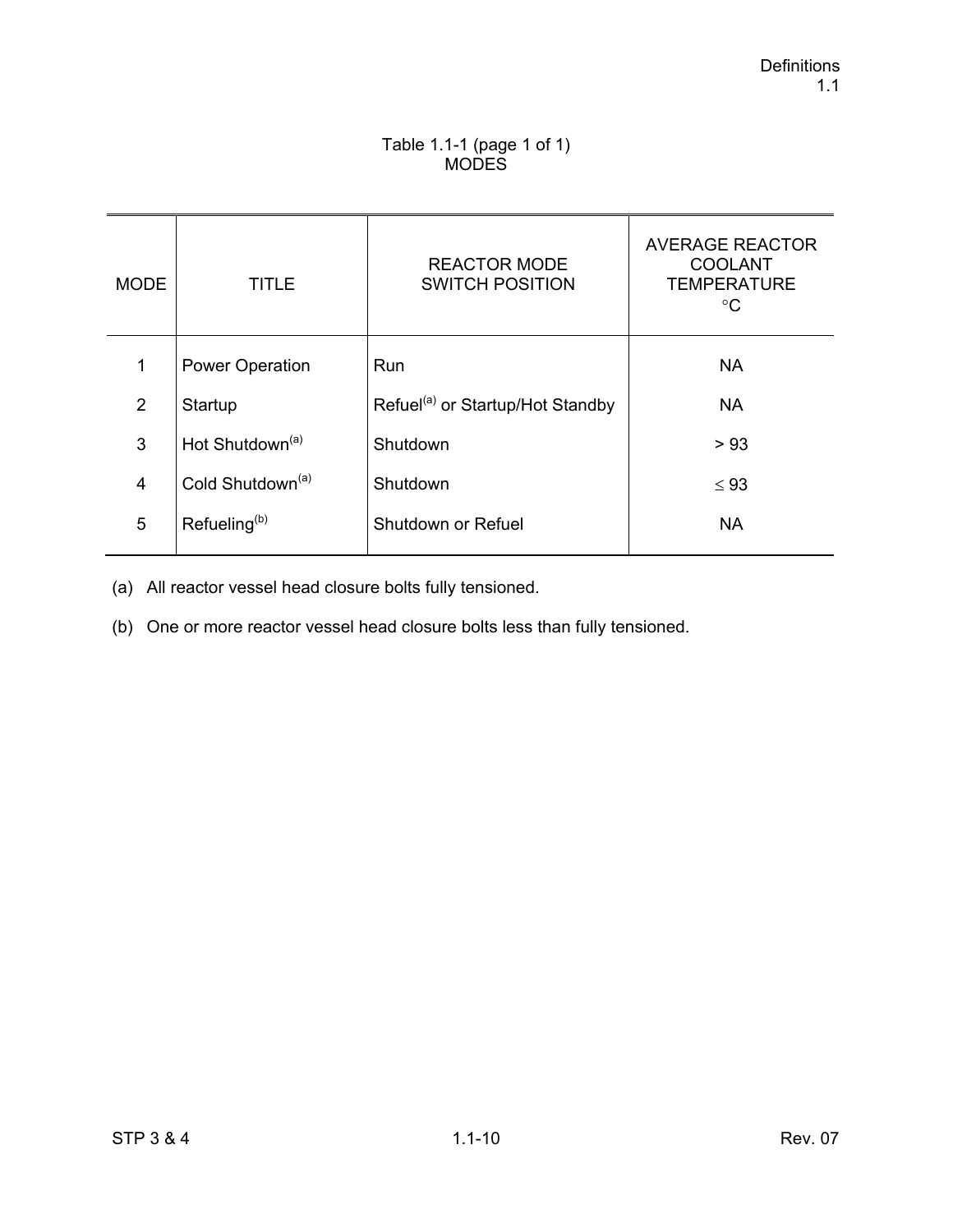Table 1.1-1 (page 1 of 1)
MODES

| MODE | TITLE | REACTOR MODE SWITCH POSITION | AVERAGE REACTOR COOLANT TEMPERATURE °C |
|---|---|---|---|
| 1 | Power Operation | Run | NA |
| 2 | Startup | Refuel[(a)] or Startup/Hot Standby | NA |
| 3 | Hot Shutdown[(a)] | Shutdown | > 93 |
| 4 | Cold Shutdown[(a)] | Shutdown | ≤ 93 |
| 5 | Refueling[(b)] | Shutdown or Refuel | NA |

(a) All reactor vessel head closure bolts fully tensioned.

(b) One or more reactor vessel head closure bolts less than fully tensioned.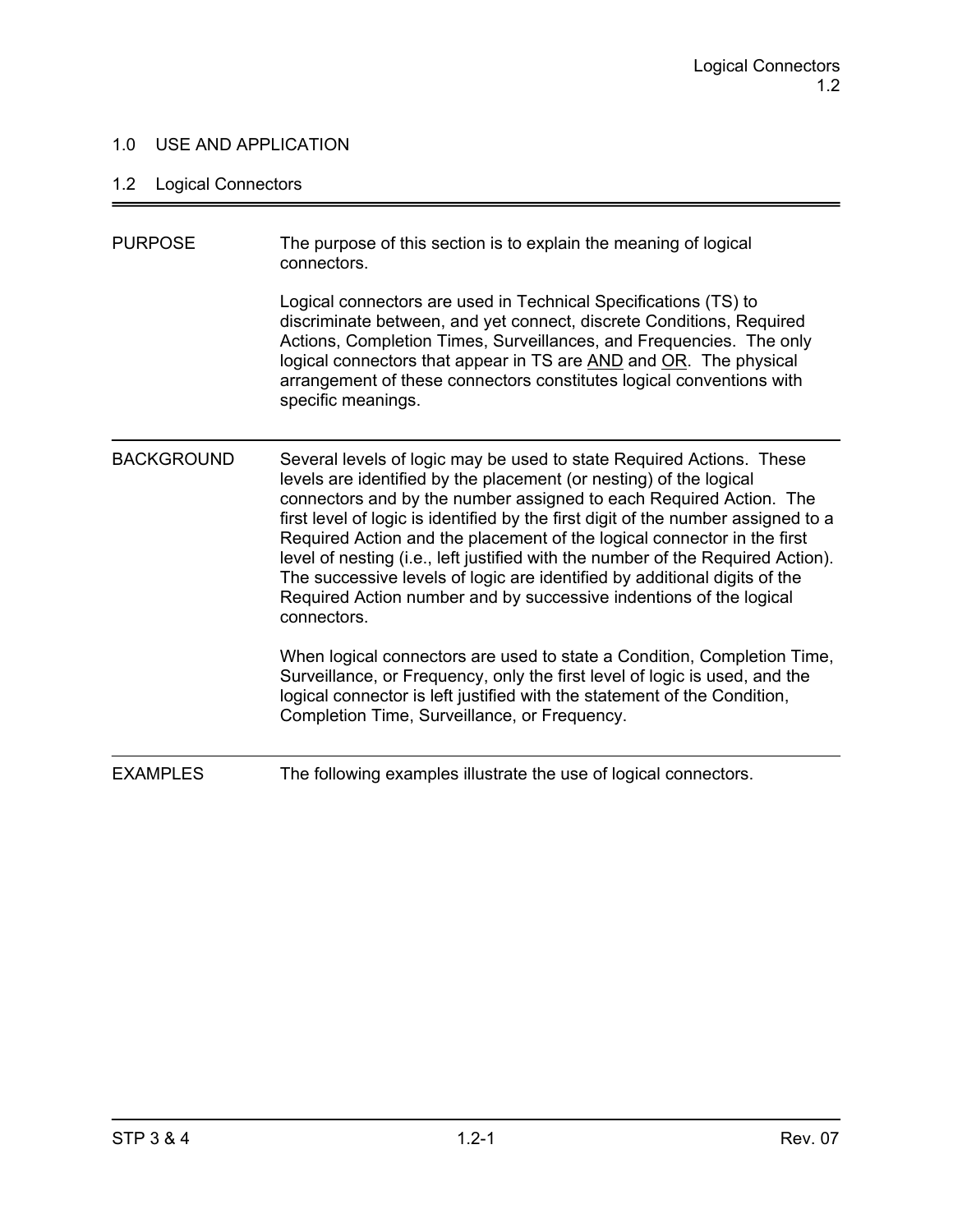## 1.0 USE AND APPLICATION

### 1.2 Logical Connectors

PURPOSE

The purpose of this section is to explain the meaning of logical connectors.

Logical connectors are used in Technical Specifications (TS) to discriminate between, and yet connect, discrete Conditions, Required Actions, Completion Times, Surveillances, and Frequencies. The only logical connectors that appear in TS are <u>AND</u> and <u>OR</u>. The physical arrangement of these connectors constitutes logical conventions with specific meanings.

BACKGROUND

Several levels of logic may be used to state Required Actions. These levels are identified by the placement (or nesting) of the logical connectors and by the number assigned to each Required Action. The first level of logic is identified by the first digit of the number assigned to a Required Action and the placement of the logical connector in the first level of nesting (i.e., left justified with the number of the Required Action). The successive levels of logic are identified by additional digits of the Required Action number and by successive indentions of the logical connectors.

When logical connectors are used to state a Condition, Completion Time, Surveillance, or Frequency, only the first level of logic is used, and the logical connector is left justified with the statement of the Condition, Completion Time, Surveillance, or Frequency.

EXAMPLES

The following examples illustrate the use of logical connectors.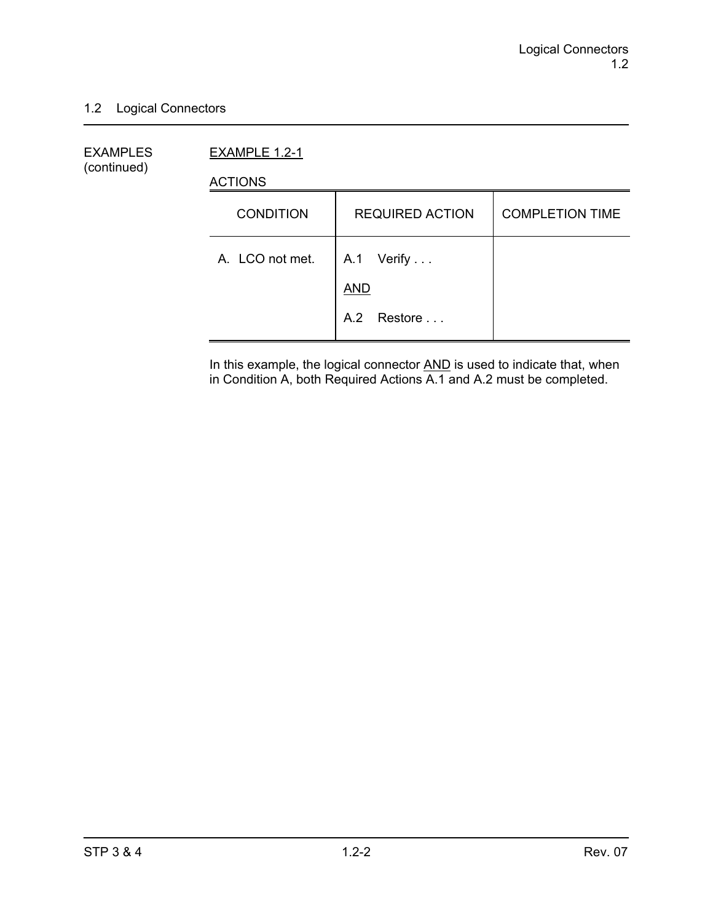## 1.2 Logical Connectors

EXAMPLES (continued)

EXAMPLE 1.2-1

ACTIONS

| CONDITION | REQUIRED ACTION | COMPLETION TIME |
|---|---|---|
| A. LCO not met. | A.1 Verify . . .<br><br>AND<br><br>A.2 Restore . . . | |

In this example, the logical connector AND is used to indicate that, when in Condition A, both Required Actions A.1 and A.2 must be completed.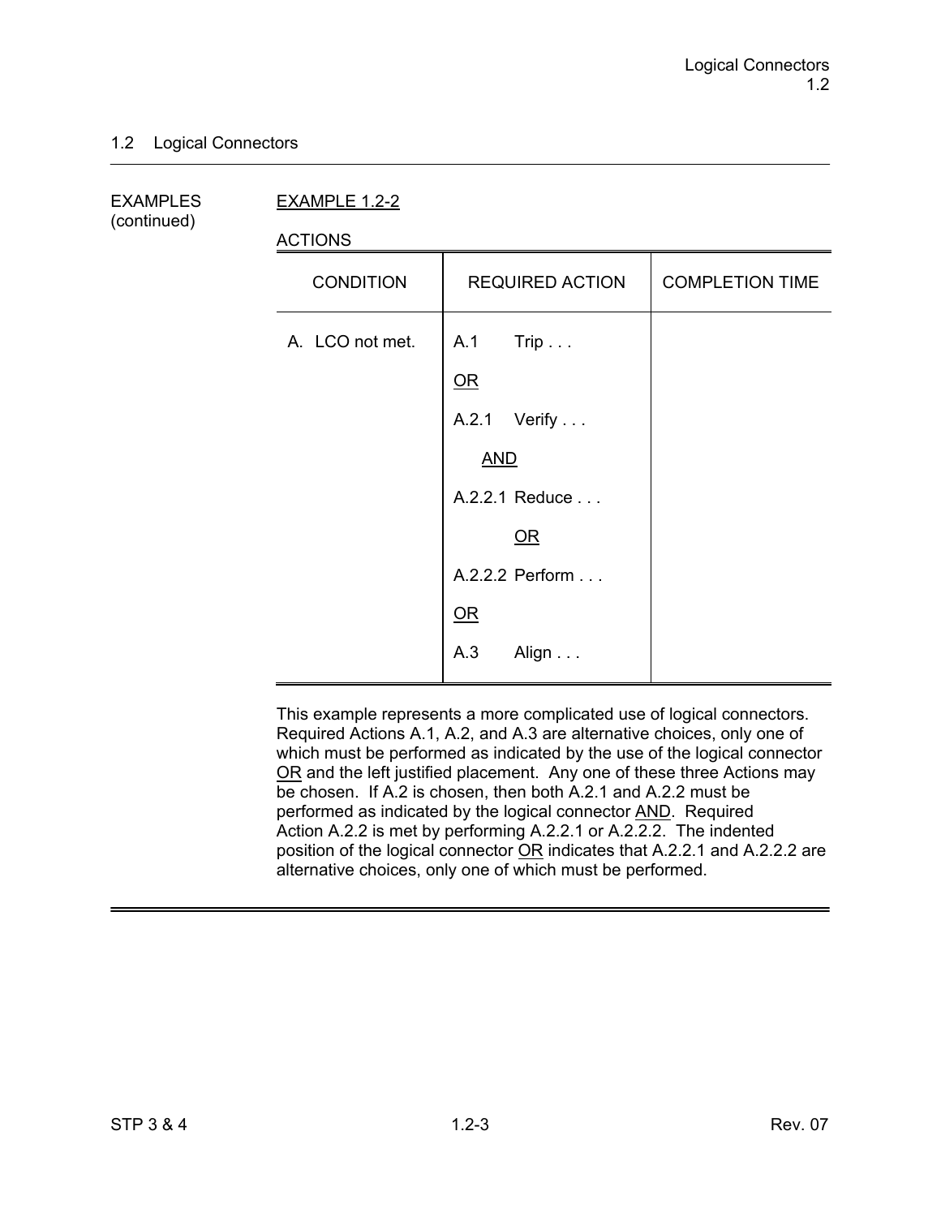## 1.2 Logical Connectors

EXAMPLES (continued)

EXAMPLE 1.2-2

ACTIONS

| CONDITION | REQUIRED ACTION | COMPLETION TIME |
|---|---|---|
| A. LCO not met. | A.1 Trip . . . | |
| | OR | |
| | A.2.1 Verify . . . | |
| | AND | |
| | A.2.2.1 Reduce . . . | |
| | OR | |
| | A.2.2.2 Perform . . . | |
| | OR | |
| | A.3 Align . . . | |

This example represents a more complicated use of logical connectors. Required Actions A.1, A.2, and A.3 are alternative choices, only one of which must be performed as indicated by the use of the logical connector OR and the left justified placement. Any one of these three Actions may be chosen. If A.2 is chosen, then both A.2.1 and A.2.2 must be performed as indicated by the logical connector AND. Required Action A.2.2 is met by performing A.2.2.1 or A.2.2.2. The indented position of the logical connector OR indicates that A.2.2.1 and A.2.2.2 are alternative choices, only one of which must be performed.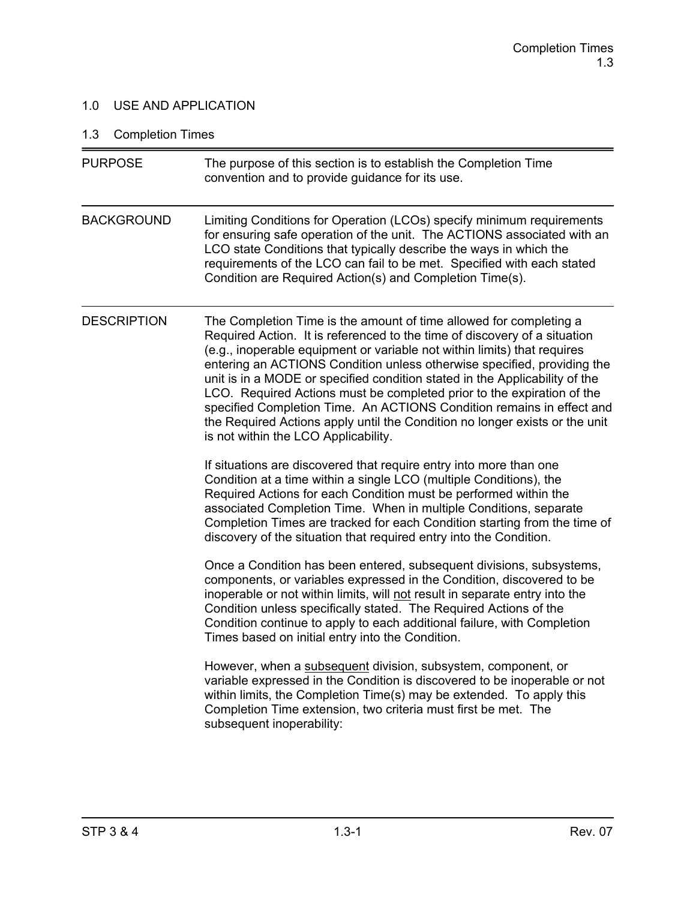# 1.0 USE AND APPLICATION

## 1.3 Completion Times

| | |
|---|---|
| PURPOSE | The purpose of this section is to establish the Completion Time convention and to provide guidance for its use. |
| BACKGROUND | Limiting Conditions for Operation (LCOs) specify minimum requirements for ensuring safe operation of the unit. The ACTIONS associated with an LCO state Conditions that typically describe the ways in which the requirements of the LCO can fail to be met. Specified with each stated Condition are Required Action(s) and Completion Time(s). |

**DESCRIPTION**

The Completion Time is the amount of time allowed for completing a Required Action. It is referenced to the time of discovery of a situation (e.g., inoperable equipment or variable not within limits) that requires entering an ACTIONS Condition unless otherwise specified, providing the unit is in a MODE or specified condition stated in the Applicability of the LCO. Required Actions must be completed prior to the expiration of the specified Completion Time. An ACTIONS Condition remains in effect and the Required Actions apply until the Condition no longer exists or the unit is not within the LCO Applicability.

If situations are discovered that require entry into more than one Condition at a time within a single LCO (multiple Conditions), the Required Actions for each Condition must be performed within the associated Completion Time. When in multiple Conditions, separate Completion Times are tracked for each Condition starting from the time of discovery of the situation that required entry into the Condition.

Once a Condition has been entered, subsequent divisions, subsystems, components, or variables expressed in the Condition, discovered to be inoperable or not within limits, will <u>not</u> result in separate entry into the Condition unless specifically stated. The Required Actions of the Condition continue to apply to each additional failure, with Completion Times based on initial entry into the Condition.

However, when a <u>subsequent</u> division, subsystem, component, or variable expressed in the Condition is discovered to be inoperable or not within limits, the Completion Time(s) may be extended. To apply this Completion Time extension, two criteria must first be met. The subsequent inoperability: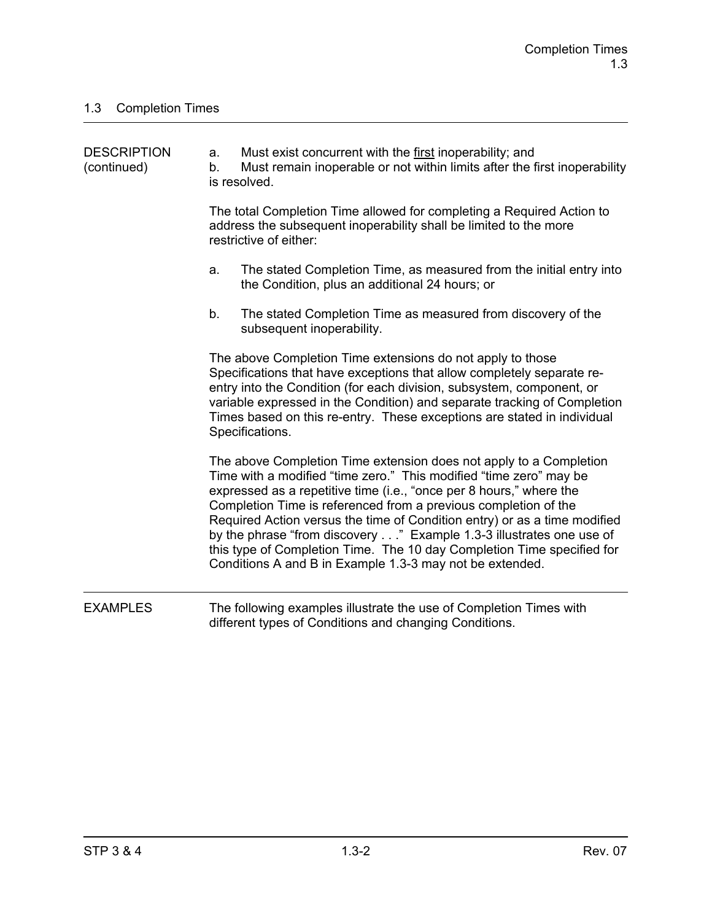## 1.3 Completion Times

DESCRIPTION (continued)

a. Must exist concurrent with the <u>first</u> inoperability; and
b. Must remain inoperable or not within limits after the first inoperability is resolved.

The total Completion Time allowed for completing a Required Action to address the subsequent inoperability shall be limited to the more restrictive of either:

a. The stated Completion Time, as measured from the initial entry into the Condition, plus an additional 24 hours; or

b. The stated Completion Time as measured from discovery of the subsequent inoperability.

The above Completion Time extensions do not apply to those Specifications that have exceptions that allow completely separate re-entry into the Condition (for each division, subsystem, component, or variable expressed in the Condition) and separate tracking of Completion Times based on this re-entry. These exceptions are stated in individual Specifications.

The above Completion Time extension does not apply to a Completion Time with a modified "time zero." This modified "time zero" may be expressed as a repetitive time (i.e., "once per 8 hours," where the Completion Time is referenced from a previous completion of the Required Action versus the time of Condition entry) or as a time modified by the phrase "from discovery . . ." Example 1.3-3 illustrates one use of this type of Completion Time. The 10 day Completion Time specified for Conditions A and B in Example 1.3-3 may not be extended.

EXAMPLES

The following examples illustrate the use of Completion Times with different types of Conditions and changing Conditions.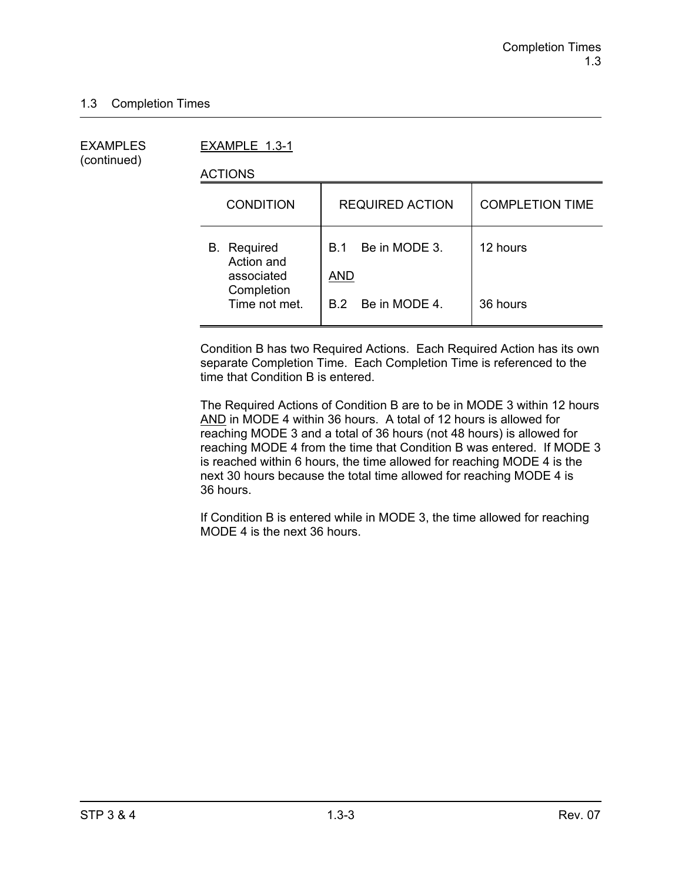## 1.3 Completion Times

EXAMPLES (continued)

EXAMPLE 1.3-1

ACTIONS

| CONDITION | REQUIRED ACTION | COMPLETION TIME |
|---|---|---|
| B. Required Action and associated Completion Time not met. | B.1 Be in MODE 3.<br><br>AND<br><br>B.2 Be in MODE 4. | 12 hours<br><br><br><br>36 hours |

Condition B has two Required Actions. Each Required Action has its own separate Completion Time. Each Completion Time is referenced to the time that Condition B is entered.

The Required Actions of Condition B are to be in MODE 3 within 12 hours AND in MODE 4 within 36 hours. A total of 12 hours is allowed for reaching MODE 3 and a total of 36 hours (not 48 hours) is allowed for reaching MODE 4 from the time that Condition B was entered. If MODE 3 is reached within 6 hours, the time allowed for reaching MODE 4 is the next 30 hours because the total time allowed for reaching MODE 4 is 36 hours.

If Condition B is entered while in MODE 3, the time allowed for reaching MODE 4 is the next 36 hours.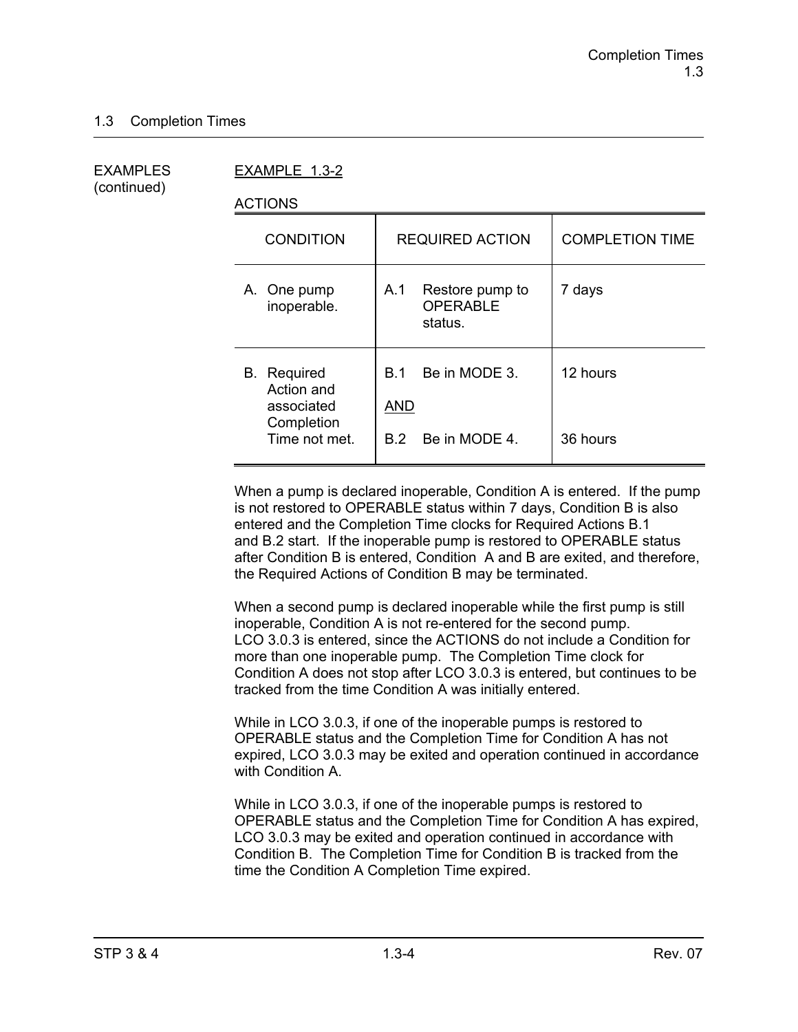## 1.3 Completion Times

EXAMPLES (continued)

EXAMPLE 1.3-2

ACTIONS

| CONDITION | REQUIRED ACTION | COMPLETION TIME |
|---|---|---|
| A. One pump inoperable. | A.1 Restore pump to OPERABLE status. | 7 days |
| B. Required Action and associated Completion Time not met. | B.1 Be in MODE 3.<br><br>AND<br><br>B.2 Be in MODE 4. | 12 hours<br><br><br><br>36 hours |

When a pump is declared inoperable, Condition A is entered. If the pump is not restored to OPERABLE status within 7 days, Condition B is also entered and the Completion Time clocks for Required Actions B.1 and B.2 start. If the inoperable pump is restored to OPERABLE status after Condition B is entered, Condition A and B are exited, and therefore, the Required Actions of Condition B may be terminated.

When a second pump is declared inoperable while the first pump is still inoperable, Condition A is not re-entered for the second pump. LCO 3.0.3 is entered, since the ACTIONS do not include a Condition for more than one inoperable pump. The Completion Time clock for Condition A does not stop after LCO 3.0.3 is entered, but continues to be tracked from the time Condition A was initially entered.

While in LCO 3.0.3, if one of the inoperable pumps is restored to OPERABLE status and the Completion Time for Condition A has not expired, LCO 3.0.3 may be exited and operation continued in accordance with Condition A.

While in LCO 3.0.3, if one of the inoperable pumps is restored to OPERABLE status and the Completion Time for Condition A has expired, LCO 3.0.3 may be exited and operation continued in accordance with Condition B. The Completion Time for Condition B is tracked from the time the Condition A Completion Time expired.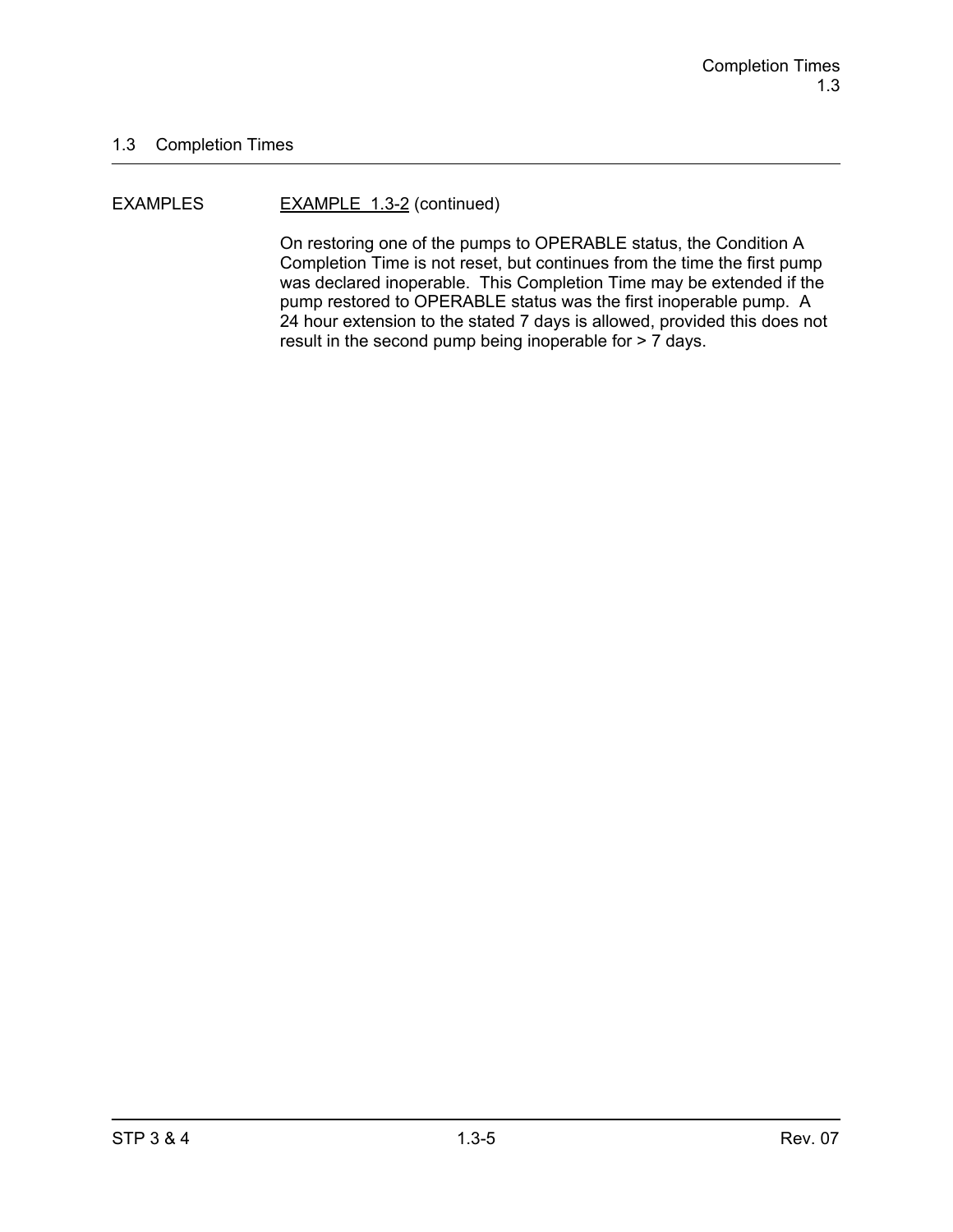## 1.3 Completion Times

EXAMPLES

<u>EXAMPLE 1.3-2</u> (continued)

On restoring one of the pumps to OPERABLE status, the Condition A Completion Time is not reset, but continues from the time the first pump was declared inoperable. This Completion Time may be extended if the pump restored to OPERABLE status was the first inoperable pump. A 24 hour extension to the stated 7 days is allowed, provided this does not result in the second pump being inoperable for > 7 days.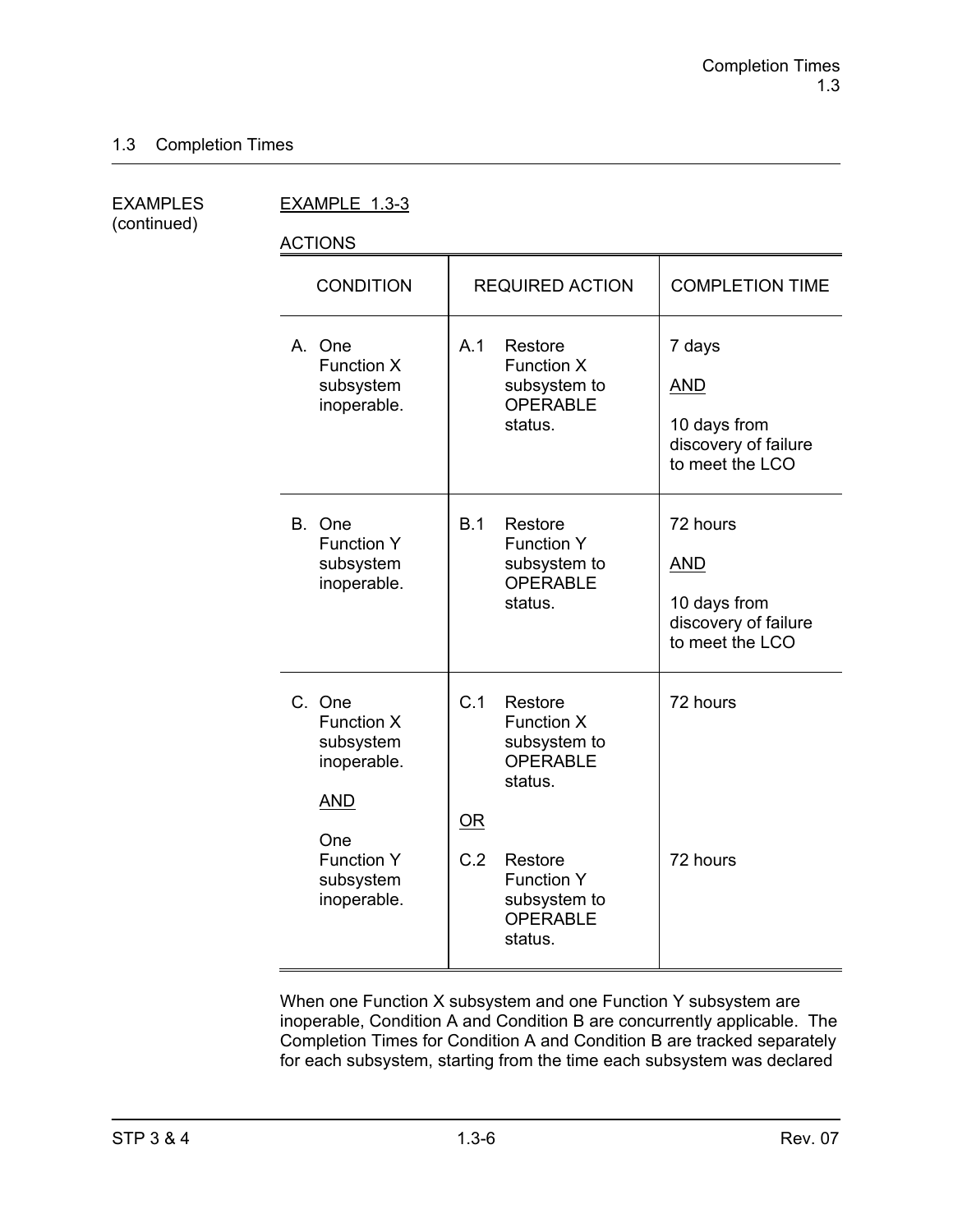## 1.3 Completion Times

EXAMPLES (continued)

EXAMPLE 1.3-3

ACTIONS

| CONDITION | REQUIRED ACTION | COMPLETION TIME |
|---|---|---|
| A. One Function X subsystem inoperable. | A.1 Restore Function X subsystem to OPERABLE status. | 7 days <br> AND <br> 10 days from discovery of failure to meet the LCO |
| B. One Function Y subsystem inoperable. | B.1 Restore Function Y subsystem to OPERABLE status. | 72 hours <br> AND <br> 10 days from discovery of failure to meet the LCO |
| C. One Function X subsystem inoperable. <br> AND <br> One Function Y subsystem inoperable. | C.1 Restore Function X subsystem to OPERABLE status. <br> OR <br> C.2 Restore Function Y subsystem to OPERABLE status. | 72 hours <br><br> 72 hours |

When one Function X subsystem and one Function Y subsystem are inoperable, Condition A and Condition B are concurrently applicable. The Completion Times for Condition A and Condition B are tracked separately for each subsystem, starting from the time each subsystem was declared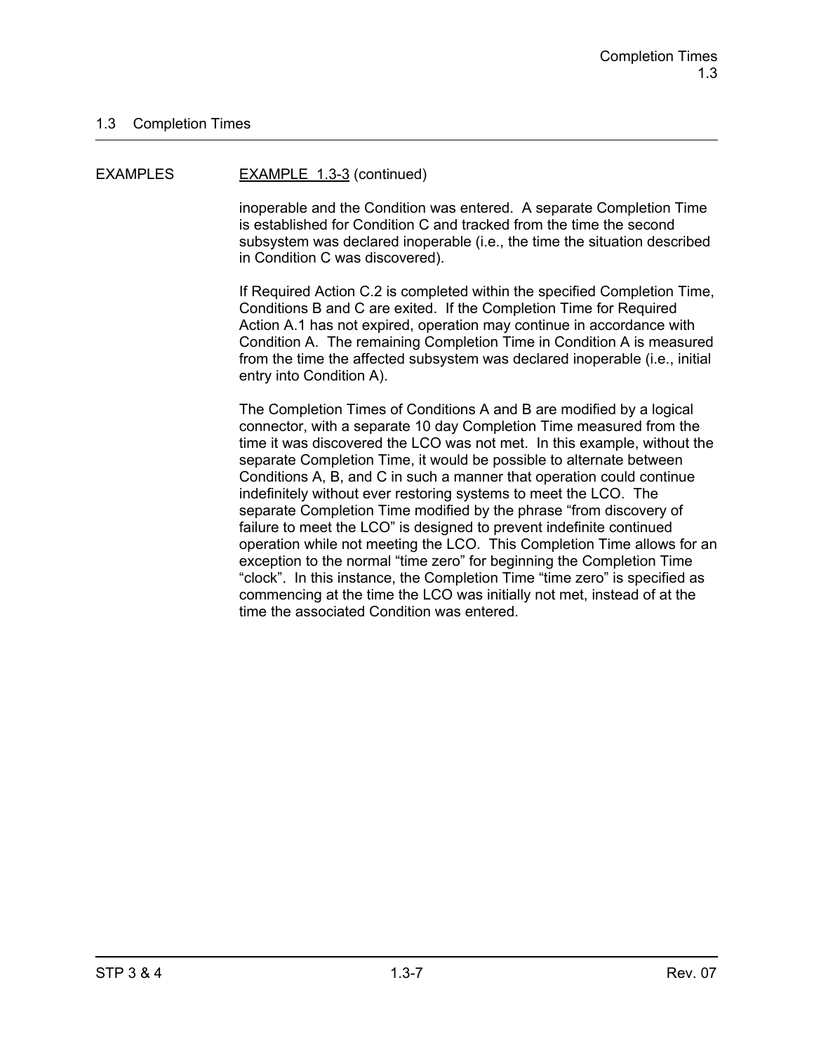## 1.3 Completion Times

EXAMPLES

EXAMPLE 1.3-3 (continued)

inoperable and the Condition was entered. A separate Completion Time is established for Condition C and tracked from the time the second subsystem was declared inoperable (i.e., the time the situation described in Condition C was discovered).

If Required Action C.2 is completed within the specified Completion Time, Conditions B and C are exited. If the Completion Time for Required Action A.1 has not expired, operation may continue in accordance with Condition A. The remaining Completion Time in Condition A is measured from the time the affected subsystem was declared inoperable (i.e., initial entry into Condition A).

The Completion Times of Conditions A and B are modified by a logical connector, with a separate 10 day Completion Time measured from the time it was discovered the LCO was not met. In this example, without the separate Completion Time, it would be possible to alternate between Conditions A, B, and C in such a manner that operation could continue indefinitely without ever restoring systems to meet the LCO. The separate Completion Time modified by the phrase "from discovery of failure to meet the LCO" is designed to prevent indefinite continued operation while not meeting the LCO. This Completion Time allows for an exception to the normal "time zero" for beginning the Completion Time "clock". In this instance, the Completion Time "time zero" is specified as commencing at the time the LCO was initially not met, instead of at the time the associated Condition was entered.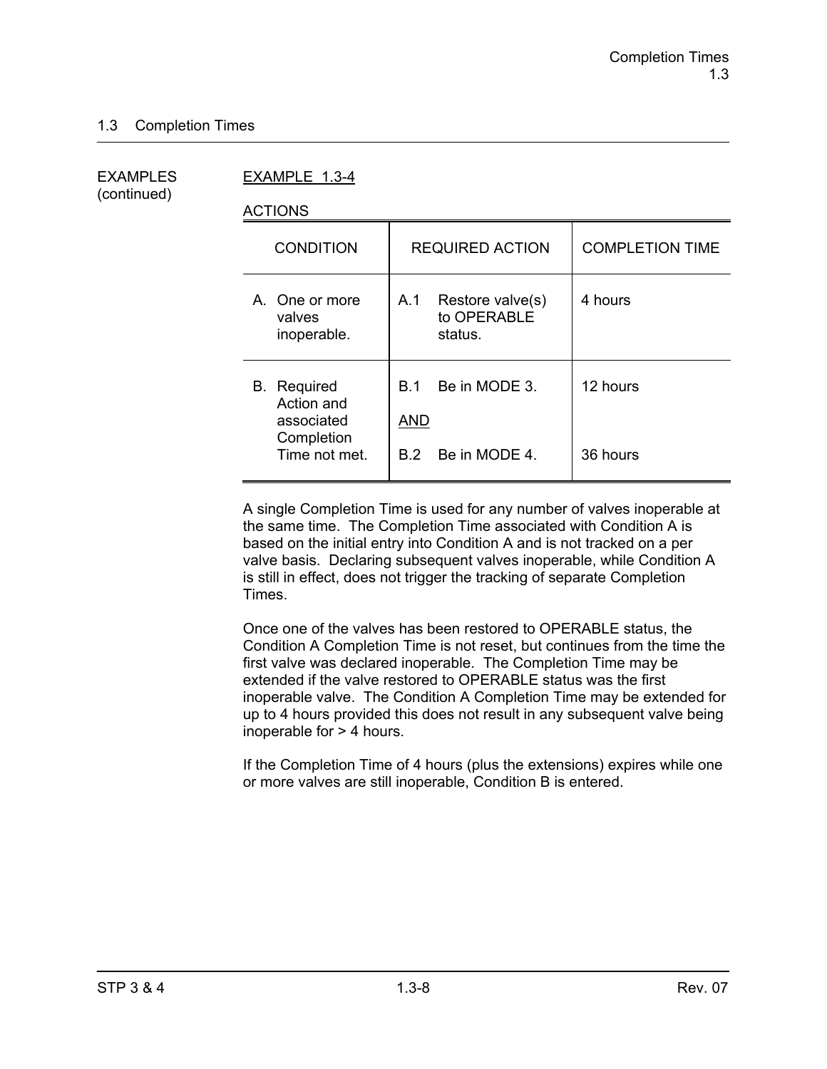## 1.3 Completion Times

EXAMPLES (continued)

EXAMPLE 1.3-4

ACTIONS

| CONDITION | REQUIRED ACTION | COMPLETION TIME |
|---|---|---|
| A. One or more valves inoperable. | A.1 Restore valve(s) to OPERABLE status. | 4 hours |
| B. Required Action and associated Completion Time not met. | B.1 Be in MODE 3.<br><br>AND<br><br>B.2 Be in MODE 4. | 12 hours<br><br><br><br>36 hours |

A single Completion Time is used for any number of valves inoperable at the same time. The Completion Time associated with Condition A is based on the initial entry into Condition A and is not tracked on a per valve basis. Declaring subsequent valves inoperable, while Condition A is still in effect, does not trigger the tracking of separate Completion Times.

Once one of the valves has been restored to OPERABLE status, the Condition A Completion Time is not reset, but continues from the time the first valve was declared inoperable. The Completion Time may be extended if the valve restored to OPERABLE status was the first inoperable valve. The Condition A Completion Time may be extended for up to 4 hours provided this does not result in any subsequent valve being inoperable for > 4 hours.

If the Completion Time of 4 hours (plus the extensions) expires while one or more valves are still inoperable, Condition B is entered.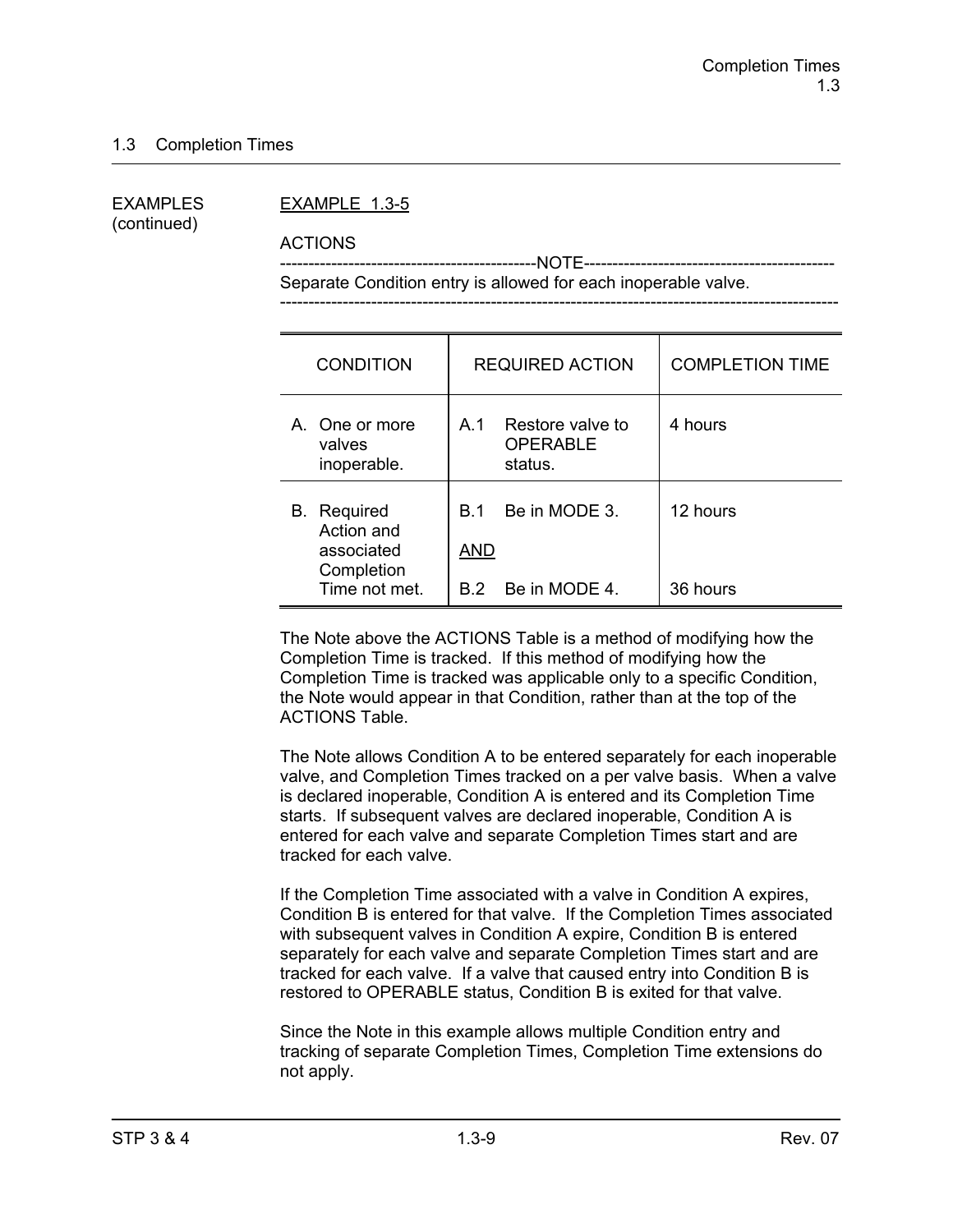## 1.3 Completion Times

EXAMPLES (continued)

EXAMPLE 1.3-5

ACTIONS

---------------------------------------------NOTE--------------------------------------------
Separate Condition entry is allowed for each inoperable valve.
-------------------------------------------------------------------------------------------------

| CONDITION | REQUIRED ACTION | COMPLETION TIME |
|---|---|---|
| A. One or more valves inoperable. | A.1 Restore valve to OPERABLE status. | 4 hours |
| B. Required Action and associated Completion Time not met. | B.1 Be in MODE 3.<br><br>AND<br><br>B.2 Be in MODE 4. | 12 hours<br><br><br><br>36 hours |

The Note above the ACTIONS Table is a method of modifying how the Completion Time is tracked. If this method of modifying how the Completion Time is tracked was applicable only to a specific Condition, the Note would appear in that Condition, rather than at the top of the ACTIONS Table.

The Note allows Condition A to be entered separately for each inoperable valve, and Completion Times tracked on a per valve basis. When a valve is declared inoperable, Condition A is entered and its Completion Time starts. If subsequent valves are declared inoperable, Condition A is entered for each valve and separate Completion Times start and are tracked for each valve.

If the Completion Time associated with a valve in Condition A expires, Condition B is entered for that valve. If the Completion Times associated with subsequent valves in Condition A expire, Condition B is entered separately for each valve and separate Completion Times start and are tracked for each valve. If a valve that caused entry into Condition B is restored to OPERABLE status, Condition B is exited for that valve.

Since the Note in this example allows multiple Condition entry and tracking of separate Completion Times, Completion Time extensions do not apply.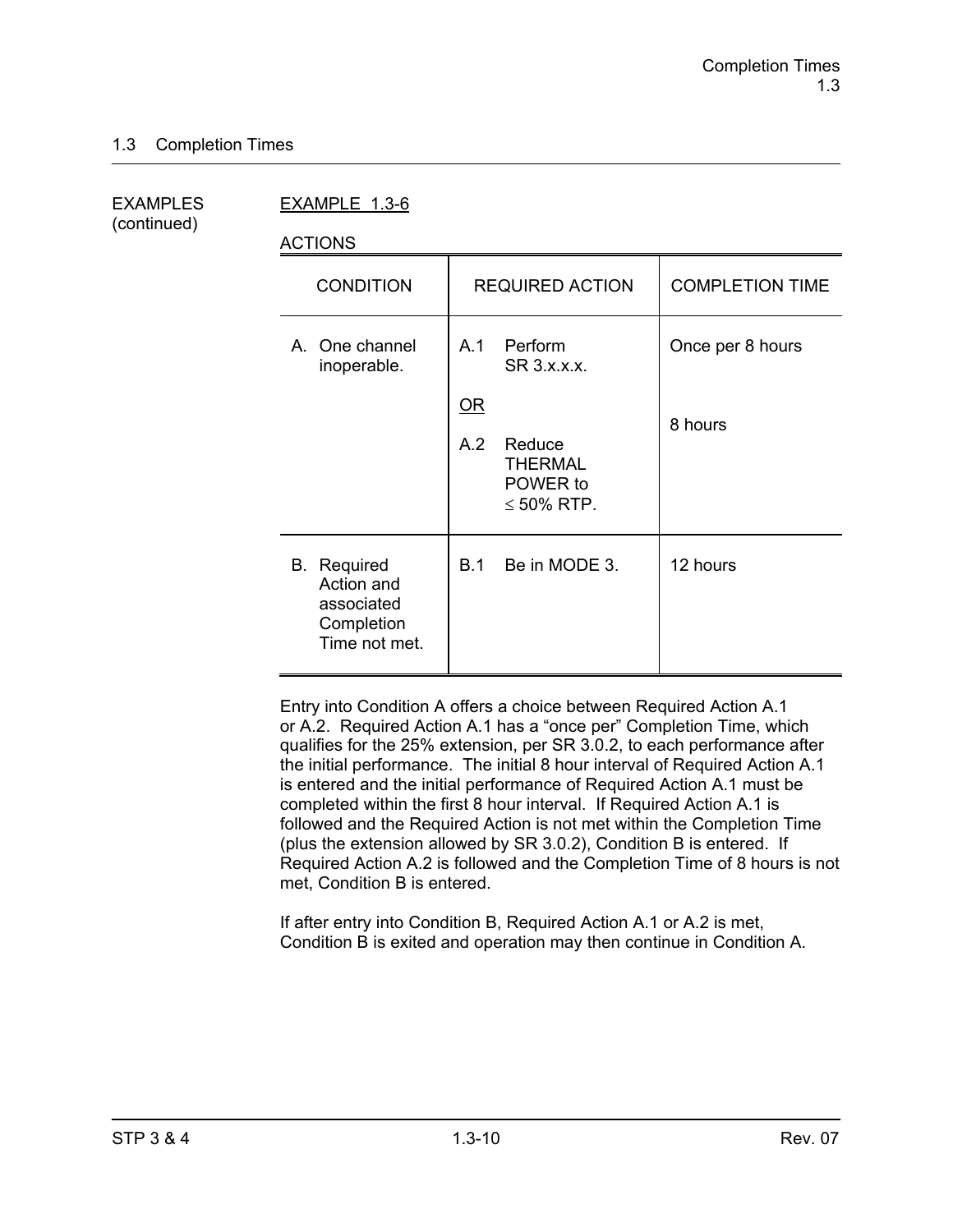## 1.3 Completion Times

EXAMPLES (continued)

EXAMPLE 1.3-6

ACTIONS

| CONDITION | REQUIRED ACTION | COMPLETION TIME |
|---|---|---|
| A. One channel inoperable. | A.1 Perform SR 3.x.x.x.<br><br>OR<br><br>A.2 Reduce THERMAL POWER to ≤ 50% RTP. | Once per 8 hours<br><br><br><br>8 hours |
| B. Required Action and associated Completion Time not met. | B.1 Be in MODE 3. | 12 hours |

Entry into Condition A offers a choice between Required Action A.1 or A.2. Required Action A.1 has a "once per" Completion Time, which qualifies for the 25% extension, per SR 3.0.2, to each performance after the initial performance. The initial 8 hour interval of Required Action A.1 is entered and the initial performance of Required Action A.1 must be completed within the first 8 hour interval. If Required Action A.1 is followed and the Required Action is not met within the Completion Time (plus the extension allowed by SR 3.0.2), Condition B is entered. If Required Action A.2 is followed and the Completion Time of 8 hours is not met, Condition B is entered.

If after entry into Condition B, Required Action A.1 or A.2 is met, Condition B is exited and operation may then continue in Condition A.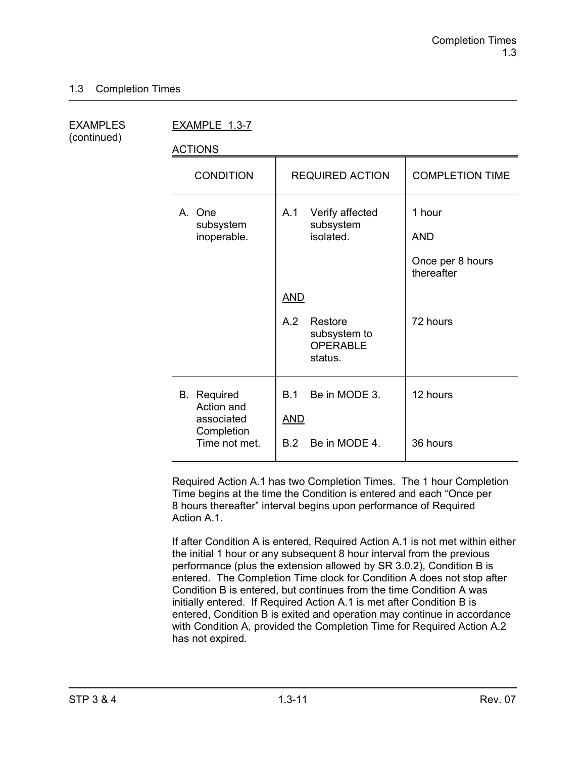## 1.3 Completion Times

EXAMPLES (continued)

EXAMPLE 1.3-7

ACTIONS

| CONDITION | REQUIRED ACTION | COMPLETION TIME |
|---|---|---|
| A. One subsystem inoperable. | A.1 Verify affected subsystem isolated. | 1 hour <br><br> AND <br><br> Once per 8 hours thereafter |
| | AND | |
| | A.2 Restore subsystem to OPERABLE status. | 72 hours |
| B. Required Action and associated Completion Time not met. | B.1 Be in MODE 3. | 12 hours |
| | AND | |
| | B.2 Be in MODE 4. | 36 hours |

Required Action A.1 has two Completion Times. The 1 hour Completion Time begins at the time the Condition is entered and each "Once per 8 hours thereafter" interval begins upon performance of Required Action A.1.

If after Condition A is entered, Required Action A.1 is not met within either the initial 1 hour or any subsequent 8 hour interval from the previous performance (plus the extension allowed by SR 3.0.2), Condition B is entered. The Completion Time clock for Condition A does not stop after Condition B is entered, but continues from the time Condition A was initially entered. If Required Action A.1 is met after Condition B is entered, Condition B is exited and operation may continue in accordance with Condition A, provided the Completion Time for Required Action A.2 has not expired.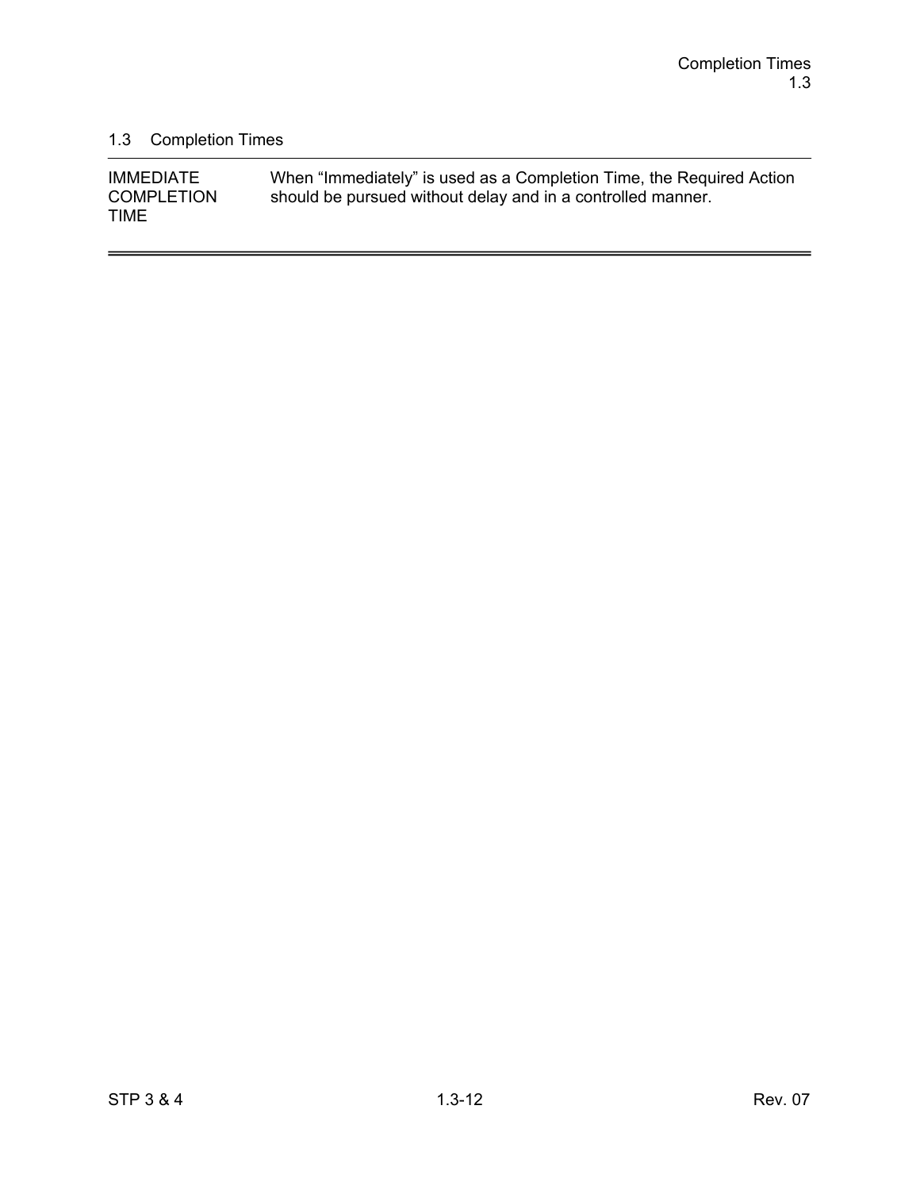## 1.3 Completion Times

| | |
|---|---|
| IMMEDIATE COMPLETION TIME | When “Immediately” is used as a Completion Time, the Required Action should be pursued without delay and in a controlled manner. |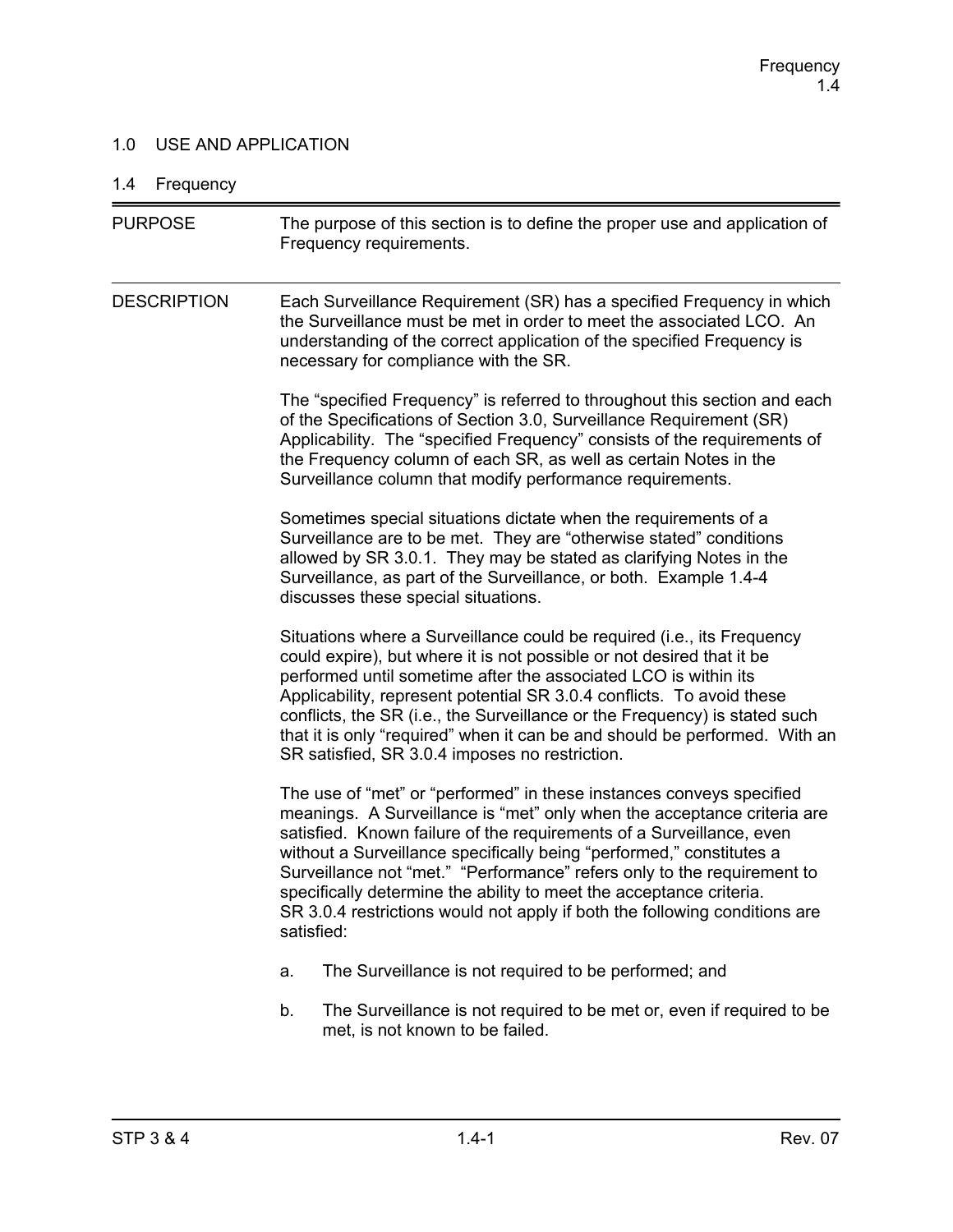## 1.0 USE AND APPLICATION

### 1.4 Frequency

**PURPOSE**

The purpose of this section is to define the proper use and application of Frequency requirements.

**DESCRIPTION**

Each Surveillance Requirement (SR) has a specified Frequency in which the Surveillance must be met in order to meet the associated LCO. An understanding of the correct application of the specified Frequency is necessary for compliance with the SR.

The "specified Frequency" is referred to throughout this section and each of the Specifications of Section 3.0, Surveillance Requirement (SR) Applicability. The "specified Frequency" consists of the requirements of the Frequency column of each SR, as well as certain Notes in the Surveillance column that modify performance requirements.

Sometimes special situations dictate when the requirements of a Surveillance are to be met. They are "otherwise stated" conditions allowed by SR 3.0.1. They may be stated as clarifying Notes in the Surveillance, as part of the Surveillance, or both. Example 1.4-4 discusses these special situations.

Situations where a Surveillance could be required (i.e., its Frequency could expire), but where it is not possible or not desired that it be performed until sometime after the associated LCO is within its Applicability, represent potential SR 3.0.4 conflicts. To avoid these conflicts, the SR (i.e., the Surveillance or the Frequency) is stated such that it is only "required" when it can be and should be performed. With an SR satisfied, SR 3.0.4 imposes no restriction.

The use of "met" or "performed" in these instances conveys specified meanings. A Surveillance is "met" only when the acceptance criteria are satisfied. Known failure of the requirements of a Surveillance, even without a Surveillance specifically being "performed," constitutes a Surveillance not "met." "Performance" refers only to the requirement to specifically determine the ability to meet the acceptance criteria. SR 3.0.4 restrictions would not apply if both the following conditions are satisfied:

a. The Surveillance is not required to be performed; and

b. The Surveillance is not required to be met or, even if required to be met, is not known to be failed.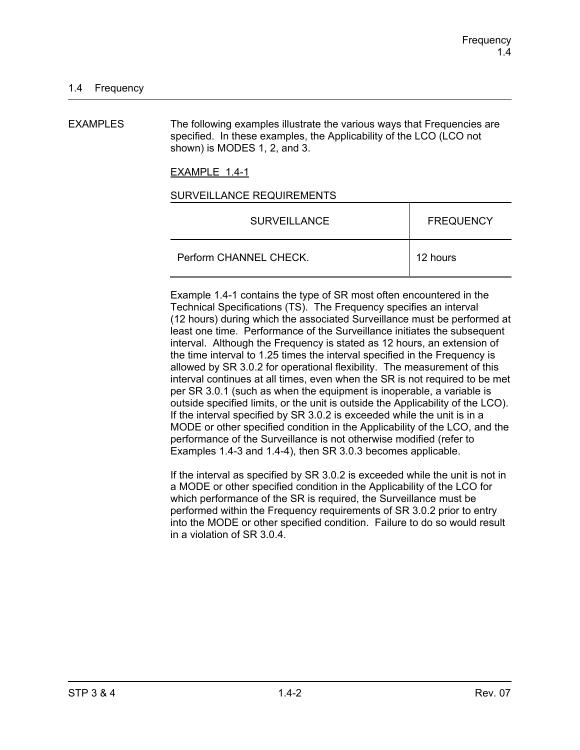## 1.4 Frequency

EXAMPLES

The following examples illustrate the various ways that Frequencies are specified. In these examples, the Applicability of the LCO (LCO not shown) is MODES 1, 2, and 3.

EXAMPLE 1.4-1

SURVEILLANCE REQUIREMENTS

| SURVEILLANCE | FREQUENCY |
|---|---|
| Perform CHANNEL CHECK. | 12 hours |

Example 1.4-1 contains the type of SR most often encountered in the Technical Specifications (TS). The Frequency specifies an interval (12 hours) during which the associated Surveillance must be performed at least one time. Performance of the Surveillance initiates the subsequent interval. Although the Frequency is stated as 12 hours, an extension of the time interval to 1.25 times the interval specified in the Frequency is allowed by SR 3.0.2 for operational flexibility. The measurement of this interval continues at all times, even when the SR is not required to be met per SR 3.0.1 (such as when the equipment is inoperable, a variable is outside specified limits, or the unit is outside the Applicability of the LCO). If the interval specified by SR 3.0.2 is exceeded while the unit is in a MODE or other specified condition in the Applicability of the LCO, and the performance of the Surveillance is not otherwise modified (refer to Examples 1.4-3 and 1.4-4), then SR 3.0.3 becomes applicable.

If the interval as specified by SR 3.0.2 is exceeded while the unit is not in a MODE or other specified condition in the Applicability of the LCO for which performance of the SR is required, the Surveillance must be performed within the Frequency requirements of SR 3.0.2 prior to entry into the MODE or other specified condition. Failure to do so would result in a violation of SR 3.0.4.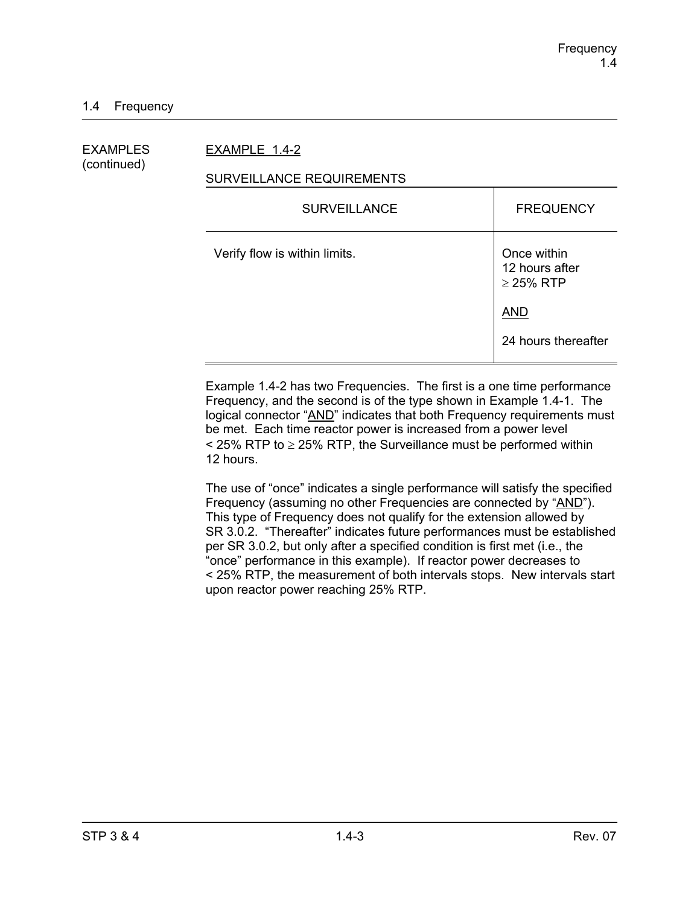## 1.4 Frequency

EXAMPLES (continued)

EXAMPLE 1.4-2

SURVEILLANCE REQUIREMENTS

| SURVEILLANCE | FREQUENCY |
|---|---|
| Verify flow is within limits. | Once within 12 hours after $\geq$ 25% RTP<br><br>AND<br><br>24 hours thereafter |

Example 1.4-2 has two Frequencies. The first is a one time performance Frequency, and the second is of the type shown in Example 1.4-1. The logical connector "AND" indicates that both Frequency requirements must be met. Each time reactor power is increased from a power level < 25% RTP to $\geq$ 25% RTP, the Surveillance must be performed within 12 hours.

The use of "once" indicates a single performance will satisfy the specified Frequency (assuming no other Frequencies are connected by "AND"). This type of Frequency does not qualify for the extension allowed by SR 3.0.2. "Thereafter" indicates future performances must be established per SR 3.0.2, but only after a specified condition is first met (i.e., the "once" performance in this example). If reactor power decreases to < 25% RTP, the measurement of both intervals stops. New intervals start upon reactor power reaching 25% RTP.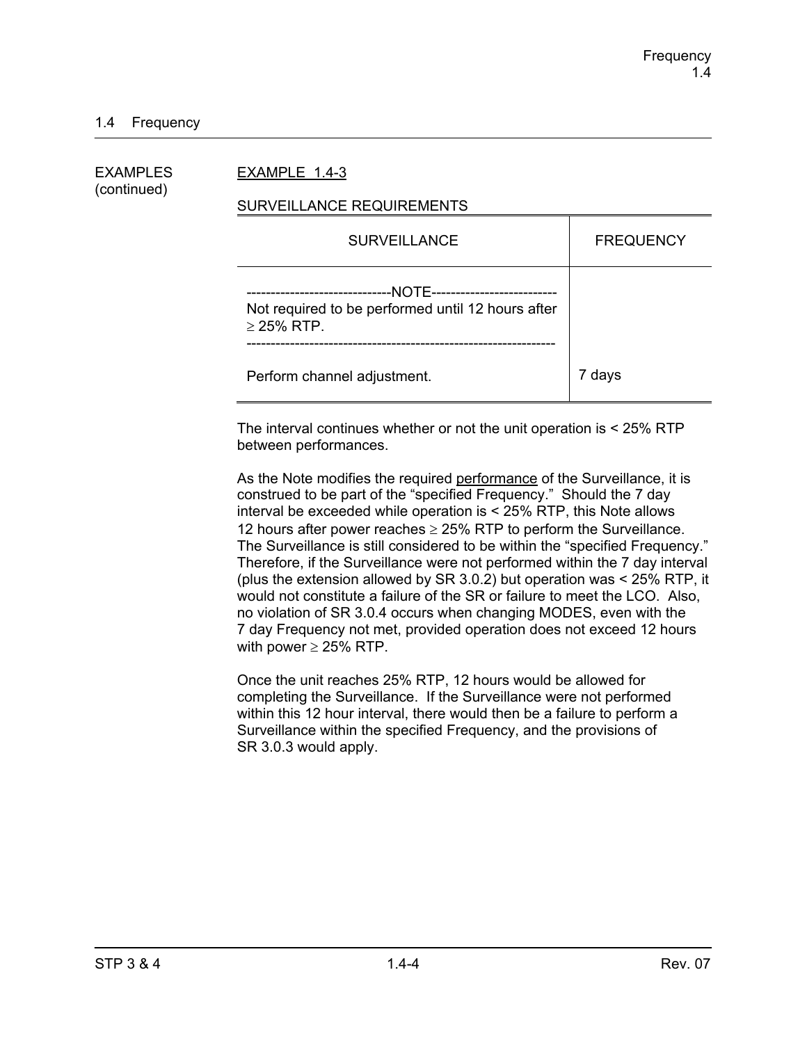## 1.4 Frequency

EXAMPLES (continued)

EXAMPLE 1.4-3

SURVEILLANCE REQUIREMENTS

| SURVEILLANCE | FREQUENCY |
|---|---|
| -----------------------------NOTE-------------------------- Not required to be performed until 12 hours after ≥ 25% RTP. --------------------------------------------------------------- Perform channel adjustment. | 7 days |

The interval continues whether or not the unit operation is < 25% RTP between performances.

As the Note modifies the required performance of the Surveillance, it is construed to be part of the "specified Frequency." Should the 7 day interval be exceeded while operation is < 25% RTP, this Note allows 12 hours after power reaches ≥ 25% RTP to perform the Surveillance. The Surveillance is still considered to be within the "specified Frequency." Therefore, if the Surveillance were not performed within the 7 day interval (plus the extension allowed by SR 3.0.2) but operation was < 25% RTP, it would not constitute a failure of the SR or failure to meet the LCO. Also, no violation of SR 3.0.4 occurs when changing MODES, even with the 7 day Frequency not met, provided operation does not exceed 12 hours with power ≥ 25% RTP.

Once the unit reaches 25% RTP, 12 hours would be allowed for completing the Surveillance. If the Surveillance were not performed within this 12 hour interval, there would then be a failure to perform a Surveillance within the specified Frequency, and the provisions of SR 3.0.3 would apply.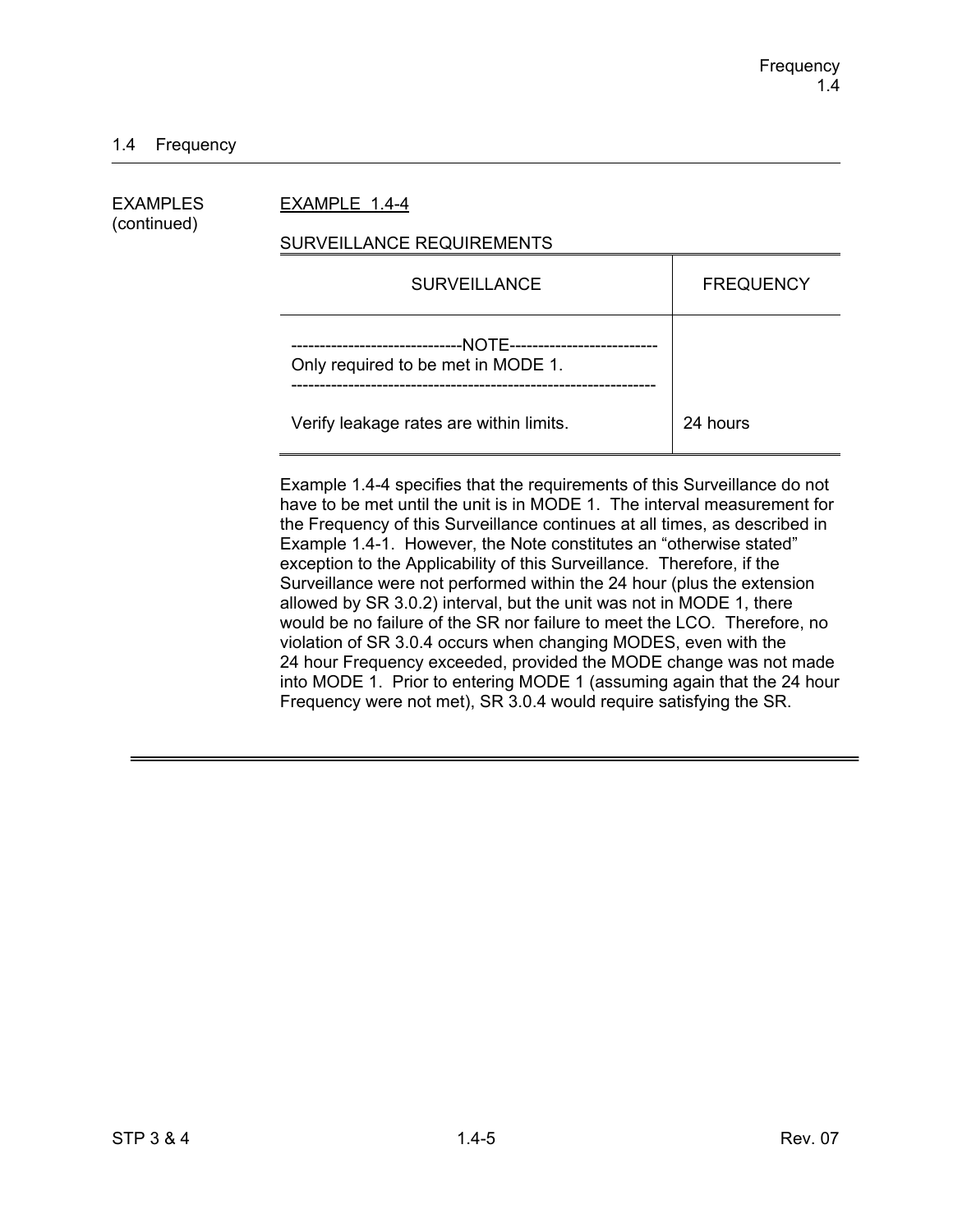## 1.4 Frequency

EXAMPLES (continued)

EXAMPLE 1.4-4

SURVEILLANCE REQUIREMENTS

| SURVEILLANCE | FREQUENCY |
|---|---|
| ------------------------------NOTE-------------------------- Only required to be met in MODE 1. ---------------------------------------------------------------- Verify leakage rates are within limits. | 24 hours |

Example 1.4-4 specifies that the requirements of this Surveillance do not have to be met until the unit is in MODE 1. The interval measurement for the Frequency of this Surveillance continues at all times, as described in Example 1.4-1. However, the Note constitutes an “otherwise stated” exception to the Applicability of this Surveillance. Therefore, if the Surveillance were not performed within the 24 hour (plus the extension allowed by SR 3.0.2) interval, but the unit was not in MODE 1, there would be no failure of the SR nor failure to meet the LCO. Therefore, no violation of SR 3.0.4 occurs when changing MODES, even with the 24 hour Frequency exceeded, provided the MODE change was not made into MODE 1. Prior to entering MODE 1 (assuming again that the 24 hour Frequency were not met), SR 3.0.4 would require satisfying the SR.